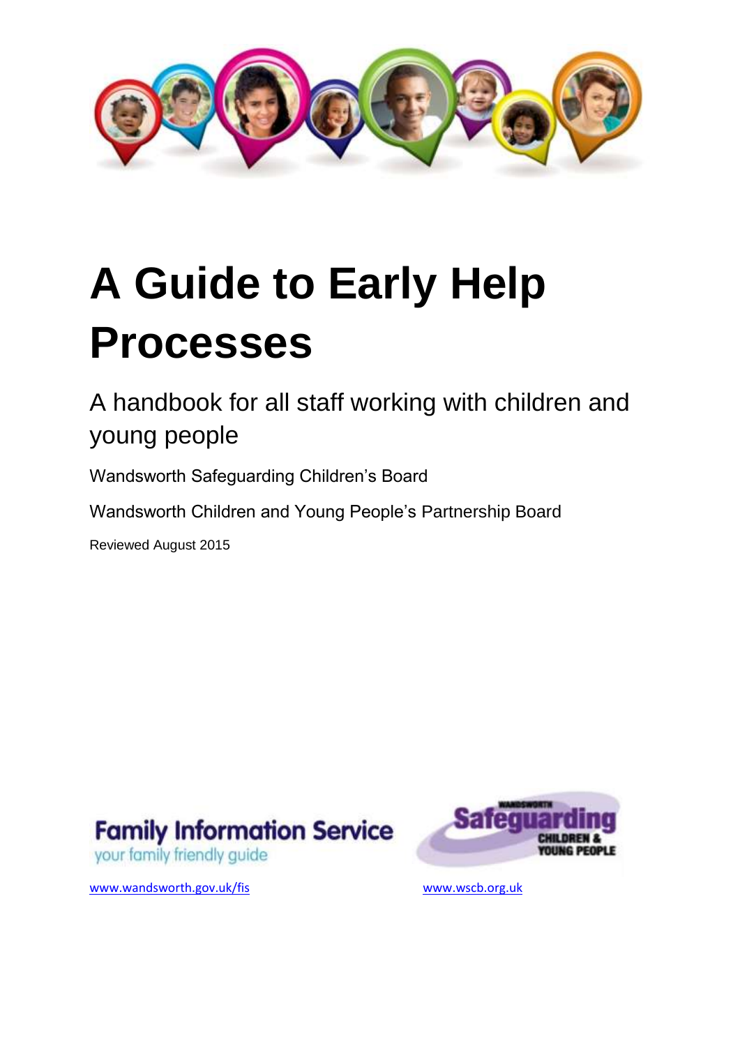# A Guide to Early Help Processes

A handbook for all staff working with children and young people

Wandsworth Safeguarding Children's Board

Wandsworth Children and Young People's Partnership Board

Reviewed August 2015

Family Information Service
your family friendly guide

Wandsworth Safeguarding Children & Young People

www.wandsworth.gov.uk/fis

www.wscb.org.uk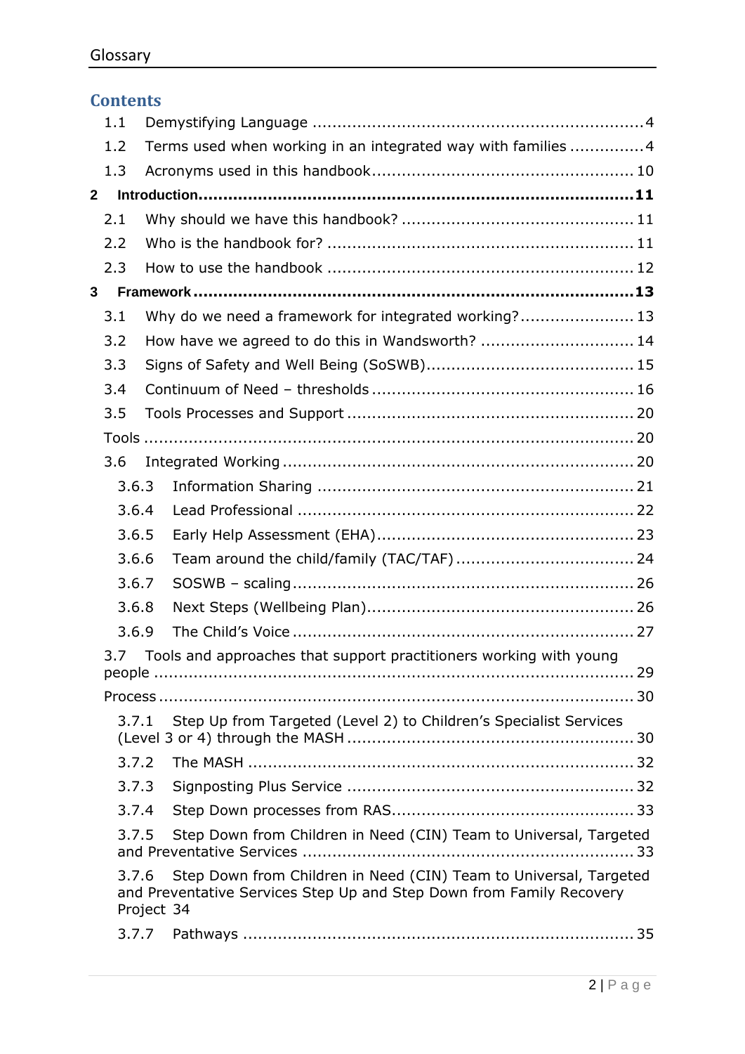## Contents

- 1.1 Demystifying Language .......... 4
- 1.2 Terms used when working in an integrated way with families .......... 4
- 1.3 Acronyms used in this handbook .......... 10

**2 Introduction .......... 11**

- 2.1 Why should we have this handbook? .......... 11
- 2.2 Who is the handbook for? .......... 11
- 2.3 How to use the handbook .......... 12

**3 Framework .......... 13**

- 3.1 Why do we need a framework for integrated working? .......... 13
- 3.2 How have we agreed to do this in Wandsworth? .......... 14
- 3.3 Signs of Safety and Well Being (SoSWB) .......... 15
- 3.4 Continuum of Need – thresholds .......... 16
- 3.5 Tools Processes and Support .......... 20
- Tools .......... 20
- 3.6 Integrated Working .......... 20
  - 3.6.3 Information Sharing .......... 21
  - 3.6.4 Lead Professional .......... 22
  - 3.6.5 Early Help Assessment (EHA) .......... 23
  - 3.6.6 Team around the child/family (TAC/TAF) .......... 24
  - 3.6.7 SOSWB – scaling .......... 26
  - 3.6.8 Next Steps (Wellbeing Plan) .......... 26
  - 3.6.9 The Child's Voice .......... 27
- 3.7 Tools and approaches that support practitioners working with young people .......... 29
- Process .......... 30
  - 3.7.1 Step Up from Targeted (Level 2) to Children's Specialist Services (Level 3 or 4) through the MASH .......... 30
  - 3.7.2 The MASH .......... 32
  - 3.7.3 Signposting Plus Service .......... 32
  - 3.7.4 Step Down processes from RAS .......... 33
  - 3.7.5 Step Down from Children in Need (CIN) Team to Universal, Targeted and Preventative Services .......... 33
  - 3.7.6 Step Down from Children in Need (CIN) Team to Universal, Targeted and Preventative Services Step Up and Step Down from Family Recovery Project 34
  - 3.7.7 Pathways .......... 35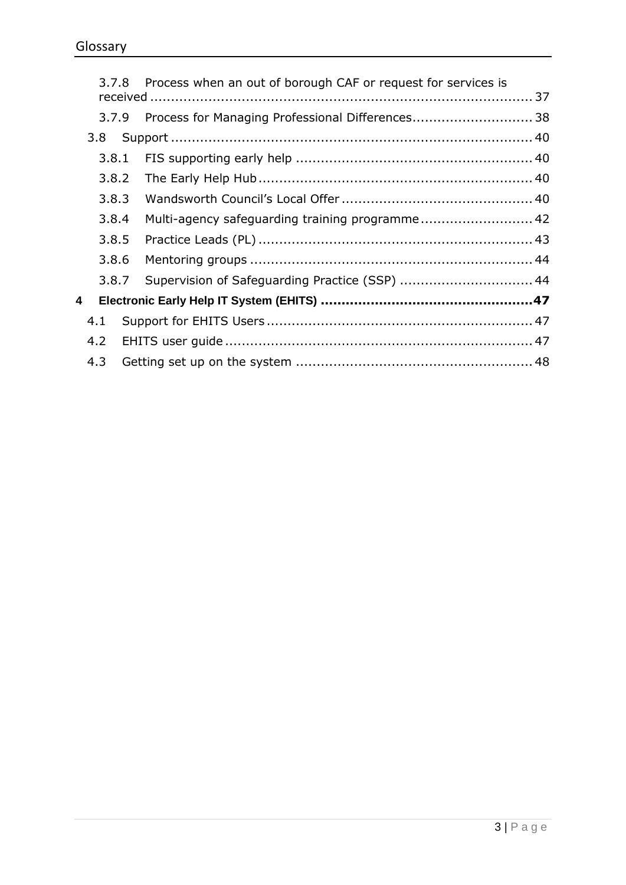3.7.8 Process when an out of borough CAF or request for services is received ............ 37

3.7.9 Process for Managing Professional Differences ............ 38

3.8 Support ............ 40

3.8.1 FIS supporting early help ............ 40

3.8.2 The Early Help Hub ............ 40

3.8.3 Wandsworth Council's Local Offer ............ 40

3.8.4 Multi-agency safeguarding training programme ............ 42

3.8.5 Practice Leads (PL) ............ 43

3.8.6 Mentoring groups ............ 44

3.8.7 Supervision of Safeguarding Practice (SSP) ............ 44

**4 Electronic Early Help IT System (EHITS) ............ 47**

4.1 Support for EHITS Users ............ 47

4.2 EHITS user guide ............ 47

4.3 Getting set up on the system ............ 48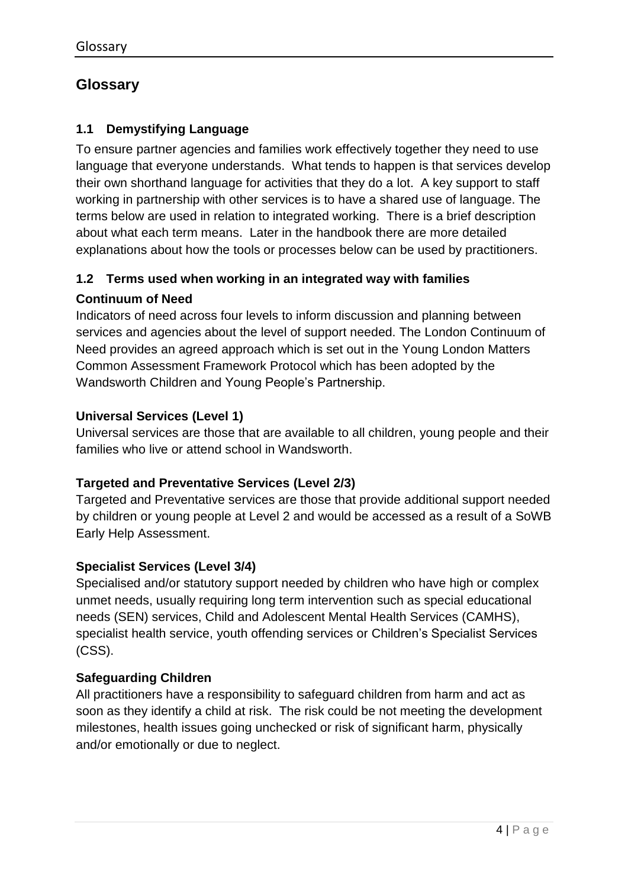# Glossary

## 1.1 Demystifying Language

To ensure partner agencies and families work effectively together they need to use language that everyone understands. What tends to happen is that services develop their own shorthand language for activities that they do a lot. A key support to staff working in partnership with other services is to have a shared use of language. The terms below are used in relation to integrated working. There is a brief description about what each term means. Later in the handbook there are more detailed explanations about how the tools or processes below can be used by practitioners.

## 1.2 Terms used when working in an integrated way with families

### Continuum of Need

Indicators of need across four levels to inform discussion and planning between services and agencies about the level of support needed. The London Continuum of Need provides an agreed approach which is set out in the Young London Matters Common Assessment Framework Protocol which has been adopted by the Wandsworth Children and Young People's Partnership.

### Universal Services (Level 1)

Universal services are those that are available to all children, young people and their families who live or attend school in Wandsworth.

### Targeted and Preventative Services (Level 2/3)

Targeted and Preventative services are those that provide additional support needed by children or young people at Level 2 and would be accessed as a result of a SoWB Early Help Assessment.

### Specialist Services (Level 3/4)

Specialised and/or statutory support needed by children who have high or complex unmet needs, usually requiring long term intervention such as special educational needs (SEN) services, Child and Adolescent Mental Health Services (CAMHS), specialist health service, youth offending services or Children's Specialist Services (CSS).

### Safeguarding Children

All practitioners have a responsibility to safeguard children from harm and act as soon as they identify a child at risk. The risk could be not meeting the development milestones, health issues going unchecked or risk of significant harm, physically and/or emotionally or due to neglect.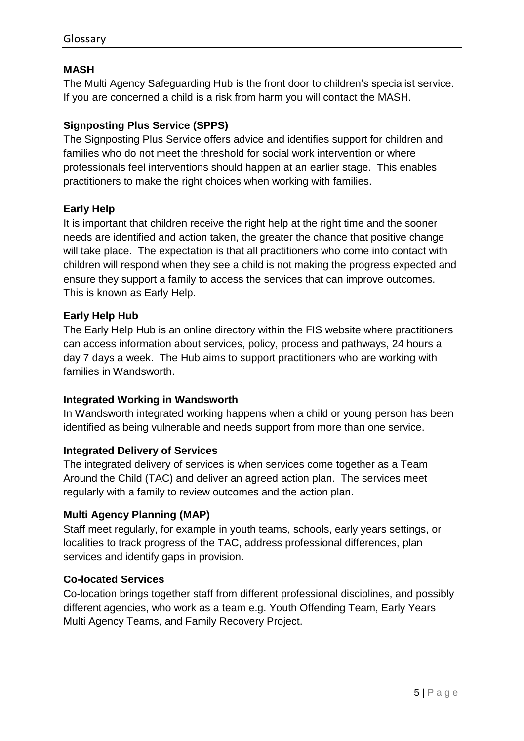# Glossary

### MASH

The Multi Agency Safeguarding Hub is the front door to children's specialist service. If you are concerned a child is a risk from harm you will contact the MASH.

### Signposting Plus Service (SPPS)

The Signposting Plus Service offers advice and identifies support for children and families who do not meet the threshold for social work intervention or where professionals feel interventions should happen at an earlier stage. This enables practitioners to make the right choices when working with families.

### Early Help

It is important that children receive the right help at the right time and the sooner needs are identified and action taken, the greater the chance that positive change will take place. The expectation is that all practitioners who come into contact with children will respond when they see a child is not making the progress expected and ensure they support a family to access the services that can improve outcomes. This is known as Early Help.

### Early Help Hub

The Early Help Hub is an online directory within the FIS website where practitioners can access information about services, policy, process and pathways, 24 hours a day 7 days a week. The Hub aims to support practitioners who are working with families in Wandsworth.

### Integrated Working in Wandsworth

In Wandsworth integrated working happens when a child or young person has been identified as being vulnerable and needs support from more than one service.

### Integrated Delivery of Services

The integrated delivery of services is when services come together as a Team Around the Child (TAC) and deliver an agreed action plan. The services meet regularly with a family to review outcomes and the action plan.

### Multi Agency Planning (MAP)

Staff meet regularly, for example in youth teams, schools, early years settings, or localities to track progress of the TAC, address professional differences, plan services and identify gaps in provision.

### Co-located Services

Co-location brings together staff from different professional disciplines, and possibly different agencies, who work as a team e.g. Youth Offending Team, Early Years Multi Agency Teams, and Family Recovery Project.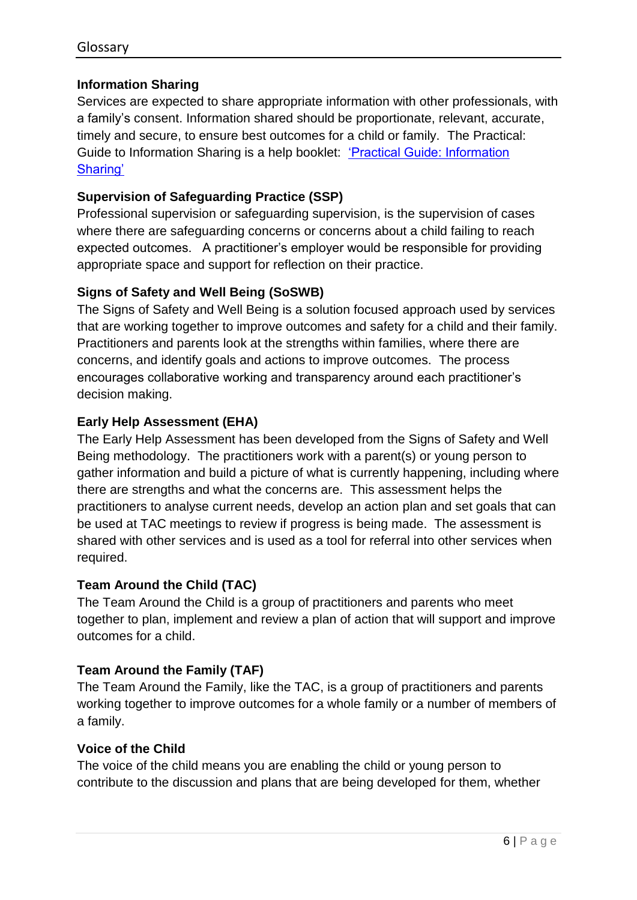Glossary

**Information Sharing**

Services are expected to share appropriate information with other professionals, with a family's consent. Information shared should be proportionate, relevant, accurate, timely and secure, to ensure best outcomes for a child or family. The Practical: Guide to Information Sharing is a help booklet: ['Practical Guide: Information Sharing']()

**Supervision of Safeguarding Practice (SSP)**

Professional supervision or safeguarding supervision, is the supervision of cases where there are safeguarding concerns or concerns about a child failing to reach expected outcomes. A practitioner's employer would be responsible for providing appropriate space and support for reflection on their practice.

**Signs of Safety and Well Being (SoSWB)**

The Signs of Safety and Well Being is a solution focused approach used by services that are working together to improve outcomes and safety for a child and their family. Practitioners and parents look at the strengths within families, where there are concerns, and identify goals and actions to improve outcomes. The process encourages collaborative working and transparency around each practitioner's decision making.

**Early Help Assessment (EHA)**

The Early Help Assessment has been developed from the Signs of Safety and Well Being methodology. The practitioners work with a parent(s) or young person to gather information and build a picture of what is currently happening, including where there are strengths and what the concerns are. This assessment helps the practitioners to analyse current needs, develop an action plan and set goals that can be used at TAC meetings to review if progress is being made. The assessment is shared with other services and is used as a tool for referral into other services when required.

**Team Around the Child (TAC)**

The Team Around the Child is a group of practitioners and parents who meet together to plan, implement and review a plan of action that will support and improve outcomes for a child.

**Team Around the Family (TAF)**

The Team Around the Family, like the TAC, is a group of practitioners and parents working together to improve outcomes for a whole family or a number of members of a family.

**Voice of the Child**

The voice of the child means you are enabling the child or young person to contribute to the discussion and plans that are being developed for them, whether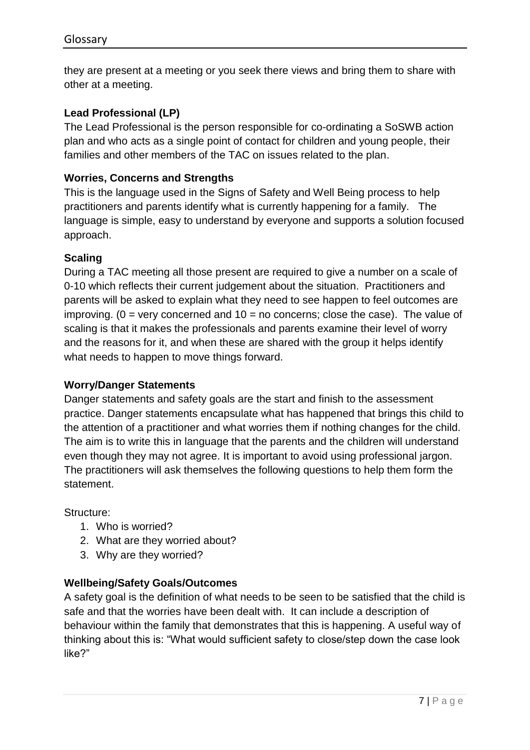they are present at a meeting or you seek there views and bring them to share with other at a meeting.

**Lead Professional (LP)**
The Lead Professional is the person responsible for co-ordinating a SoSWB action plan and who acts as a single point of contact for children and young people, their families and other members of the TAC on issues related to the plan.

**Worries, Concerns and Strengths**
This is the language used in the Signs of Safety and Well Being process to help practitioners and parents identify what is currently happening for a family. The language is simple, easy to understand by everyone and supports a solution focused approach.

**Scaling**
During a TAC meeting all those present are required to give a number on a scale of 0-10 which reflects their current judgement about the situation. Practitioners and parents will be asked to explain what they need to see happen to feel outcomes are improving. (0 = very concerned and 10 = no concerns; close the case). The value of scaling is that it makes the professionals and parents examine their level of worry and the reasons for it, and when these are shared with the group it helps identify what needs to happen to move things forward.

**Worry/Danger Statements**
Danger statements and safety goals are the start and finish to the assessment practice. Danger statements encapsulate what has happened that brings this child to the attention of a practitioner and what worries them if nothing changes for the child. The aim is to write this in language that the parents and the children will understand even though they may not agree. It is important to avoid using professional jargon. The practitioners will ask themselves the following questions to help them form the statement.

Structure:

1. Who is worried?
2. What are they worried about?
3. Why are they worried?

**Wellbeing/Safety Goals/Outcomes**
A safety goal is the definition of what needs to be seen to be satisfied that the child is safe and that the worries have been dealt with. It can include a description of behaviour within the family that demonstrates that this is happening. A useful way of thinking about this is: "What would sufficient safety to close/step down the case look like?"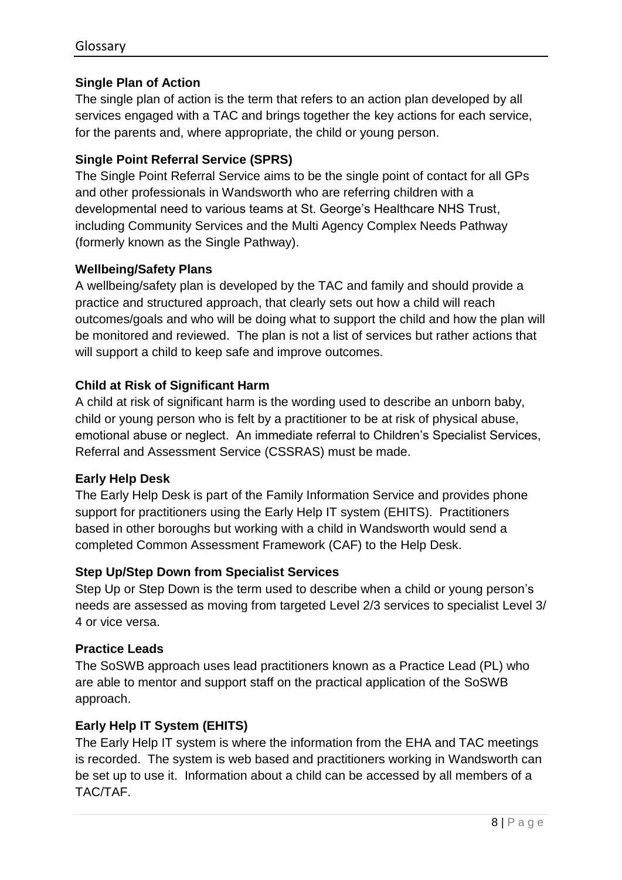Glossary

**Single Plan of Action**

The single plan of action is the term that refers to an action plan developed by all services engaged with a TAC and brings together the key actions for each service, for the parents and, where appropriate, the child or young person.

**Single Point Referral Service (SPRS)**

The Single Point Referral Service aims to be the single point of contact for all GPs and other professionals in Wandsworth who are referring children with a developmental need to various teams at St. George's Healthcare NHS Trust, including Community Services and the Multi Agency Complex Needs Pathway (formerly known as the Single Pathway).

**Wellbeing/Safety Plans**

A wellbeing/safety plan is developed by the TAC and family and should provide a practice and structured approach, that clearly sets out how a child will reach outcomes/goals and who will be doing what to support the child and how the plan will be monitored and reviewed. The plan is not a list of services but rather actions that will support a child to keep safe and improve outcomes.

**Child at Risk of Significant Harm**

A child at risk of significant harm is the wording used to describe an unborn baby, child or young person who is felt by a practitioner to be at risk of physical abuse, emotional abuse or neglect. An immediate referral to Children's Specialist Services, Referral and Assessment Service (CSSRAS) must be made.

**Early Help Desk**

The Early Help Desk is part of the Family Information Service and provides phone support for practitioners using the Early Help IT system (EHITS). Practitioners based in other boroughs but working with a child in Wandsworth would send a completed Common Assessment Framework (CAF) to the Help Desk.

**Step Up/Step Down from Specialist Services**

Step Up or Step Down is the term used to describe when a child or young person's needs are assessed as moving from targeted Level 2/3 services to specialist Level 3/4 or vice versa.

**Practice Leads**

The SoSWB approach uses lead practitioners known as a Practice Lead (PL) who are able to mentor and support staff on the practical application of the SoSWB approach.

**Early Help IT System (EHITS)**

The Early Help IT system is where the information from the EHA and TAC meetings is recorded. The system is web based and practitioners working in Wandsworth can be set up to use it. Information about a child can be accessed by all members of a TAC/TAF.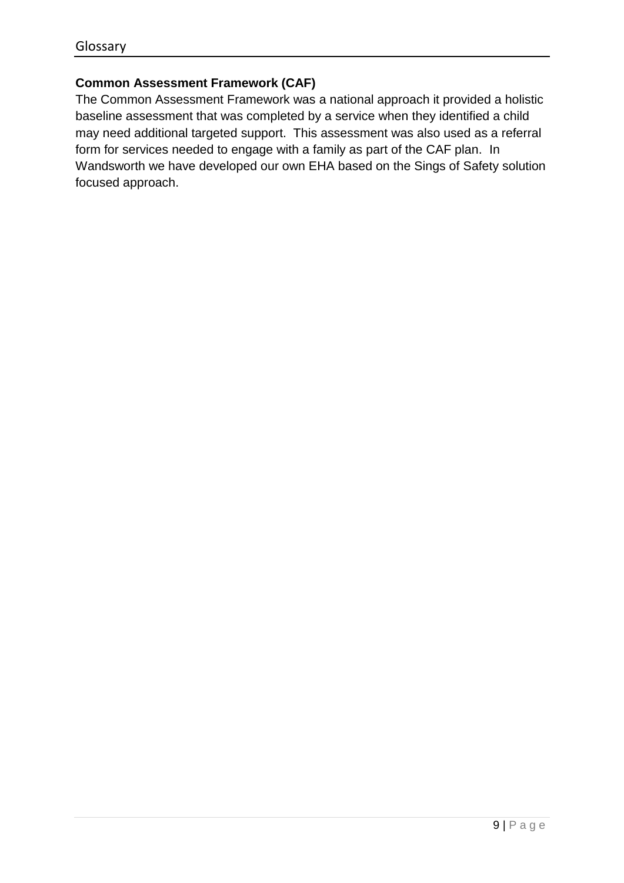## Glossary

**Common Assessment Framework (CAF)**

The Common Assessment Framework was a national approach it provided a holistic baseline assessment that was completed by a service when they identified a child may need additional targeted support. This assessment was also used as a referral form for services needed to engage with a family as part of the CAF plan. In Wandsworth we have developed our own EHA based on the Sings of Safety solution focused approach.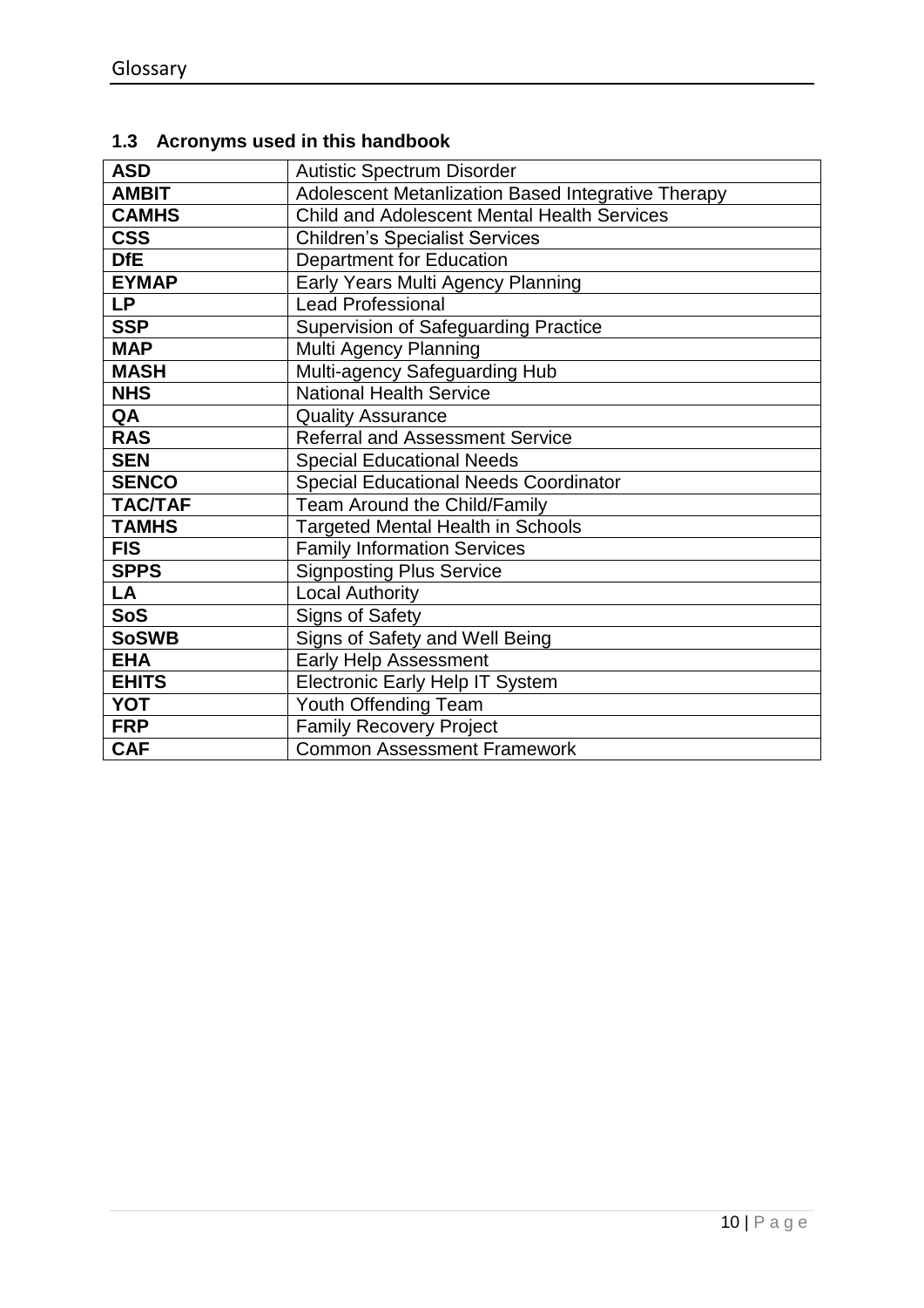### 1.3 Acronyms used in this handbook

| | |
|---|---|
| **ASD** | Autistic Spectrum Disorder |
| **AMBIT** | Adolescent Metanlization Based Integrative Therapy |
| **CAMHS** | Child and Adolescent Mental Health Services |
| **CSS** | Children's Specialist Services |
| **DfE** | Department for Education |
| **EYMAP** | Early Years Multi Agency Planning |
| **LP** | Lead Professional |
| **SSP** | Supervision of Safeguarding Practice |
| **MAP** | Multi Agency Planning |
| **MASH** | Multi-agency Safeguarding Hub |
| **NHS** | National Health Service |
| **QA** | Quality Assurance |
| **RAS** | Referral and Assessment Service |
| **SEN** | Special Educational Needs |
| **SENCO** | Special Educational Needs Coordinator |
| **TAC/TAF** | Team Around the Child/Family |
| **TAMHS** | Targeted Mental Health in Schools |
| **FIS** | Family Information Services |
| **SPPS** | Signposting Plus Service |
| **LA** | Local Authority |
| **SoS** | Signs of Safety |
| **SoSWB** | Signs of Safety and Well Being |
| **EHA** | Early Help Assessment |
| **EHITS** | Electronic Early Help IT System |
| **YOT** | Youth Offending Team |
| **FRP** | Family Recovery Project |
| **CAF** | Common Assessment Framework |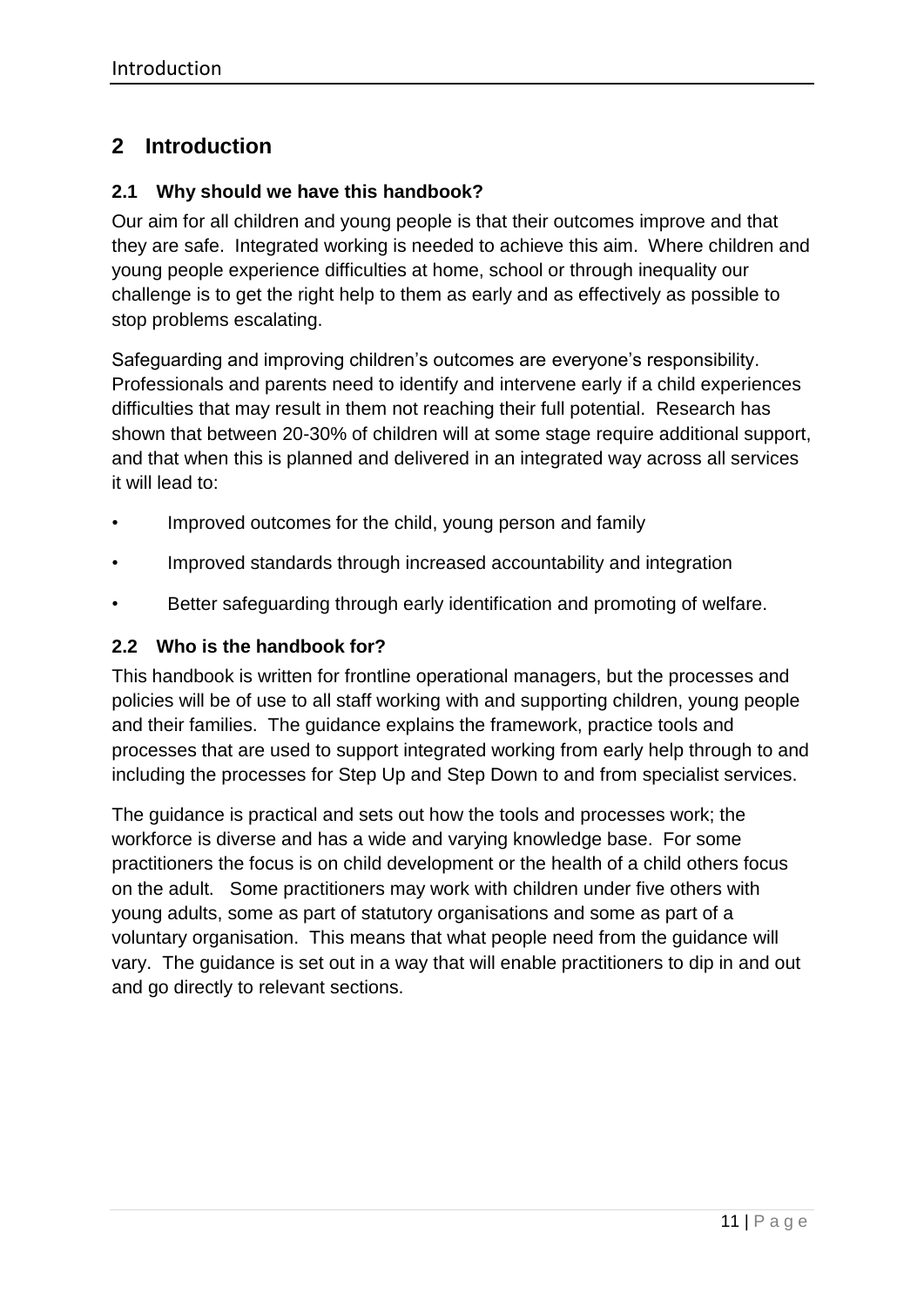## 2 Introduction

### 2.1 Why should we have this handbook?

Our aim for all children and young people is that their outcomes improve and that they are safe. Integrated working is needed to achieve this aim. Where children and young people experience difficulties at home, school or through inequality our challenge is to get the right help to them as early and as effectively as possible to stop problems escalating.

Safeguarding and improving children's outcomes are everyone's responsibility. Professionals and parents need to identify and intervene early if a child experiences difficulties that may result in them not reaching their full potential. Research has shown that between 20-30% of children will at some stage require additional support, and that when this is planned and delivered in an integrated way across all services it will lead to:

- Improved outcomes for the child, young person and family
- Improved standards through increased accountability and integration
- Better safeguarding through early identification and promoting of welfare.

### 2.2 Who is the handbook for?

This handbook is written for frontline operational managers, but the processes and policies will be of use to all staff working with and supporting children, young people and their families. The guidance explains the framework, practice tools and processes that are used to support integrated working from early help through to and including the processes for Step Up and Step Down to and from specialist services.

The guidance is practical and sets out how the tools and processes work; the workforce is diverse and has a wide and varying knowledge base. For some practitioners the focus is on child development or the health of a child others focus on the adult. Some practitioners may work with children under five others with young adults, some as part of statutory organisations and some as part of a voluntary organisation. This means that what people need from the guidance will vary. The guidance is set out in a way that will enable practitioners to dip in and out and go directly to relevant sections.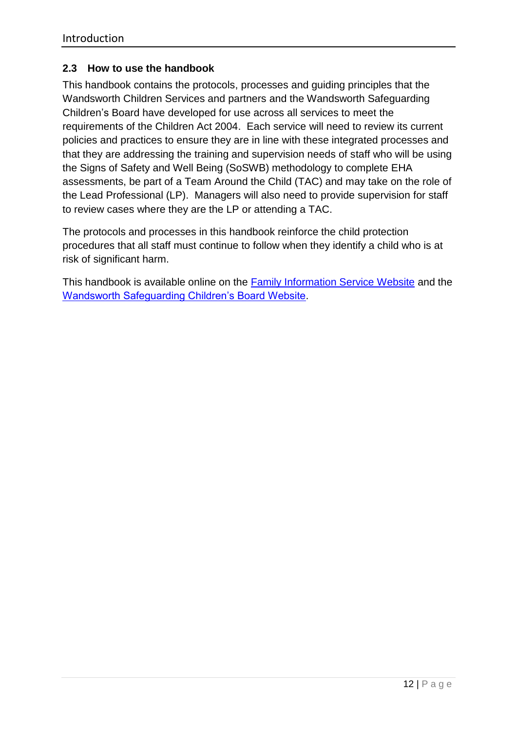## 2.3 How to use the handbook

This handbook contains the protocols, processes and guiding principles that the Wandsworth Children Services and partners and the Wandsworth Safeguarding Children's Board have developed for use across all services to meet the requirements of the Children Act 2004. Each service will need to review its current policies and practices to ensure they are in line with these integrated processes and that they are addressing the training and supervision needs of staff who will be using the Signs of Safety and Well Being (SoSWB) methodology to complete EHA assessments, be part of a Team Around the Child (TAC) and may take on the role of the Lead Professional (LP). Managers will also need to provide supervision for staff to review cases where they are the LP or attending a TAC.

The protocols and processes in this handbook reinforce the child protection procedures that all staff must continue to follow when they identify a child who is at risk of significant harm.

This handbook is available online on the Family Information Service Website and the Wandsworth Safeguarding Children's Board Website.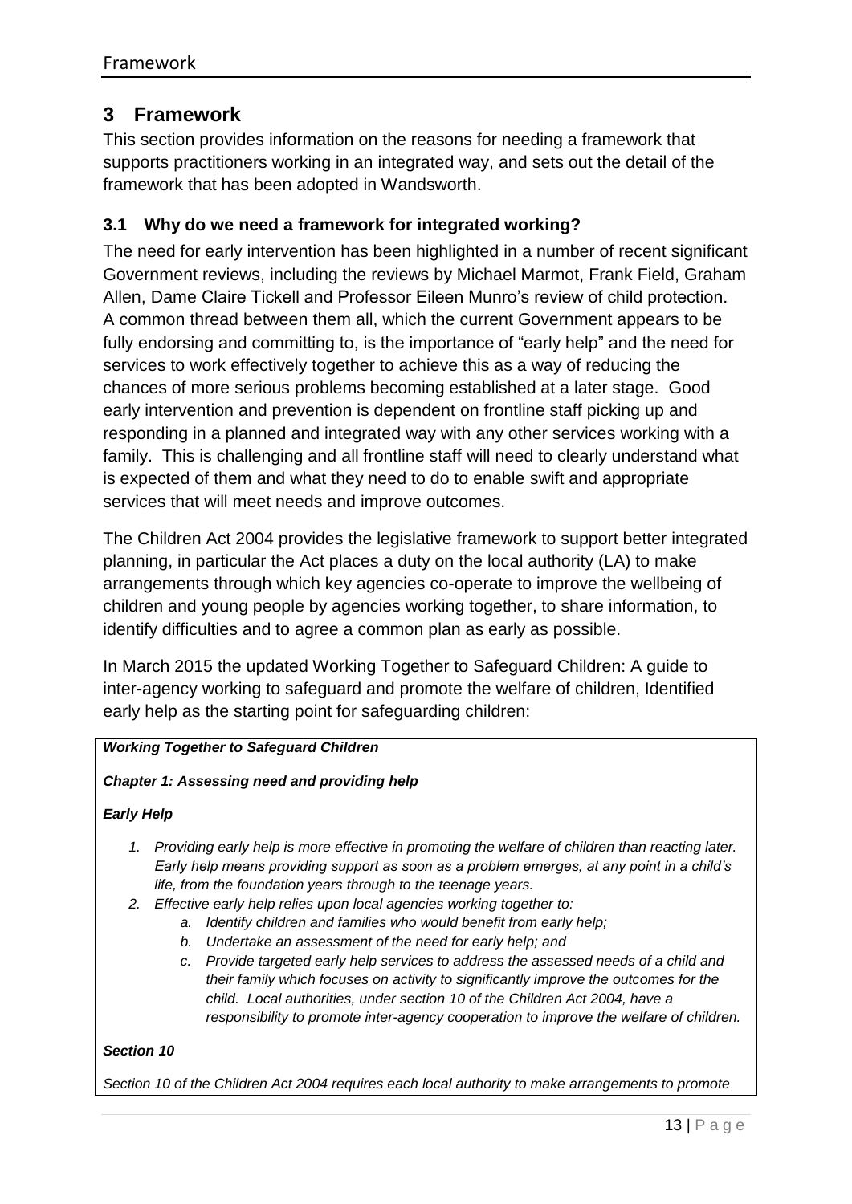## 3 Framework

This section provides information on the reasons for needing a framework that supports practitioners working in an integrated way, and sets out the detail of the framework that has been adopted in Wandsworth.

### 3.1 Why do we need a framework for integrated working?

The need for early intervention has been highlighted in a number of recent significant Government reviews, including the reviews by Michael Marmot, Frank Field, Graham Allen, Dame Claire Tickell and Professor Eileen Munro's review of child protection. A common thread between them all, which the current Government appears to be fully endorsing and committing to, is the importance of "early help" and the need for services to work effectively together to achieve this as a way of reducing the chances of more serious problems becoming established at a later stage. Good early intervention and prevention is dependent on frontline staff picking up and responding in a planned and integrated way with any other services working with a family. This is challenging and all frontline staff will need to clearly understand what is expected of them and what they need to do to enable swift and appropriate services that will meet needs and improve outcomes.

The Children Act 2004 provides the legislative framework to support better integrated planning, in particular the Act places a duty on the local authority (LA) to make arrangements through which key agencies co-operate to improve the wellbeing of children and young people by agencies working together, to share information, to identify difficulties and to agree a common plan as early as possible.

In March 2015 the updated Working Together to Safeguard Children: A guide to inter-agency working to safeguard and promote the welfare of children, Identified early help as the starting point for safeguarding children:

> ***Working Together to Safeguard Children***
>
> ***Chapter 1: Assessing need and providing help***
>
> ***Early Help***
>
> 1. *Providing early help is more effective in promoting the welfare of children than reacting later. Early help means providing support as soon as a problem emerges, at any point in a child's life, from the foundation years through to the teenage years.*
> 2. *Effective early help relies upon local agencies working together to:*
>     a. *Identify children and families who would benefit from early help;*
>     b. *Undertake an assessment of the need for early help; and*
>     c. *Provide targeted early help services to address the assessed needs of a child and their family which focuses on activity to significantly improve the outcomes for the child. Local authorities, under section 10 of the Children Act 2004, have a responsibility to promote inter-agency cooperation to improve the welfare of children.*
>
> ***Section 10***
>
> *Section 10 of the Children Act 2004 requires each local authority to make arrangements to promote*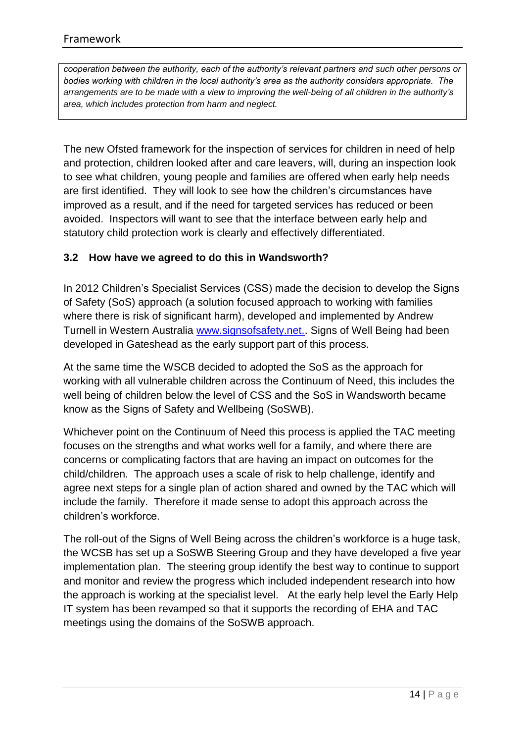*cooperation between the authority, each of the authority's relevant partners and such other persons or bodies working with children in the local authority's area as the authority considers appropriate. The arrangements are to be made with a view to improving the well-being of all children in the authority's area, which includes protection from harm and neglect.*

The new Ofsted framework for the inspection of services for children in need of help and protection, children looked after and care leavers, will, during an inspection look to see what children, young people and families are offered when early help needs are first identified. They will look to see how the children's circumstances have improved as a result, and if the need for targeted services has reduced or been avoided. Inspectors will want to see that the interface between early help and statutory child protection work is clearly and effectively differentiated.

### 3.2 How have we agreed to do this in Wandsworth?

In 2012 Children's Specialist Services (CSS) made the decision to develop the Signs of Safety (SoS) approach (a solution focused approach to working with families where there is risk of significant harm), developed and implemented by Andrew Turnell in Western Australia www.signsofsafety.net.. Signs of Well Being had been developed in Gateshead as the early support part of this process.

At the same time the WSCB decided to adopted the SoS as the approach for working with all vulnerable children across the Continuum of Need, this includes the well being of children below the level of CSS and the SoS in Wandsworth became know as the Signs of Safety and Wellbeing (SoSWB).

Whichever point on the Continuum of Need this process is applied the TAC meeting focuses on the strengths and what works well for a family, and where there are concerns or complicating factors that are having an impact on outcomes for the child/children. The approach uses a scale of risk to help challenge, identify and agree next steps for a single plan of action shared and owned by the TAC which will include the family. Therefore it made sense to adopt this approach across the children's workforce.

The roll-out of the Signs of Well Being across the children's workforce is a huge task, the WCSB has set up a SoSWB Steering Group and they have developed a five year implementation plan. The steering group identify the best way to continue to support and monitor and review the progress which included independent research into how the approach is working at the specialist level. At the early help level the Early Help IT system has been revamped so that it supports the recording of EHA and TAC meetings using the domains of the SoSWB approach.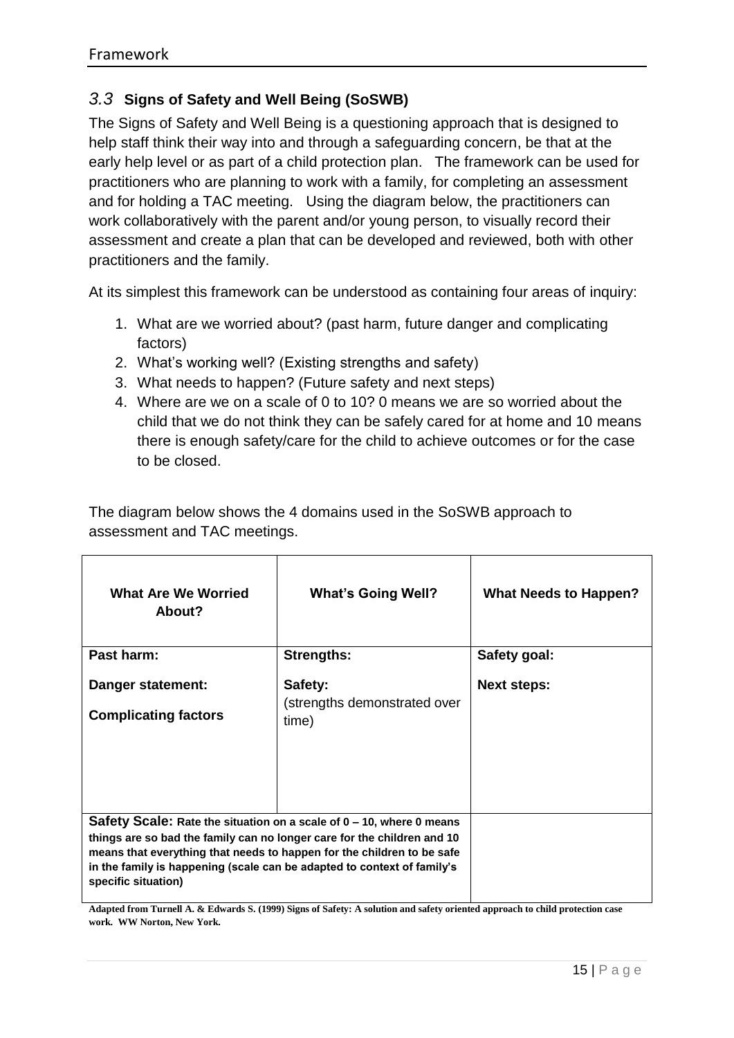### 3.3 Signs of Safety and Well Being (SoSWB)

The Signs of Safety and Well Being is a questioning approach that is designed to help staff think their way into and through a safeguarding concern, be that at the early help level or as part of a child protection plan. The framework can be used for practitioners who are planning to work with a family, for completing an assessment and for holding a TAC meeting. Using the diagram below, the practitioners can work collaboratively with the parent and/or young person, to visually record their assessment and create a plan that can be developed and reviewed, both with other practitioners and the family.

At its simplest this framework can be understood as containing four areas of inquiry:

1. What are we worried about? (past harm, future danger and complicating factors)
2. What's working well? (Existing strengths and safety)
3. What needs to happen? (Future safety and next steps)
4. Where are we on a scale of 0 to 10? 0 means we are so worried about the child that we do not think they can be safely cared for at home and 10 means there is enough safety/care for the child to achieve outcomes or for the case to be closed.

The diagram below shows the 4 domains used in the SoSWB approach to assessment and TAC meetings.

| What Are We Worried About? | What's Going Well? | What Needs to Happen? |
|---|---|---|
| **Past harm:**<br><br>**Danger statement:**<br><br>**Complicating factors** | **Strengths:**<br><br>**Safety:**<br>(strengths demonstrated over time) | **Safety goal:**<br><br>**Next steps:** |
| **Safety Scale: Rate the situation on a scale of 0 – 10, where 0 means things are so bad the family can no longer care for the children and 10 means that everything that needs to happen for the children to be safe in the family is happening (scale can be adapted to context of family's specific situation)** | | |

**Adapted from Turnell A. & Edwards S. (1999) Signs of Safety: A solution and safety oriented approach to child protection case work. WW Norton, New York.**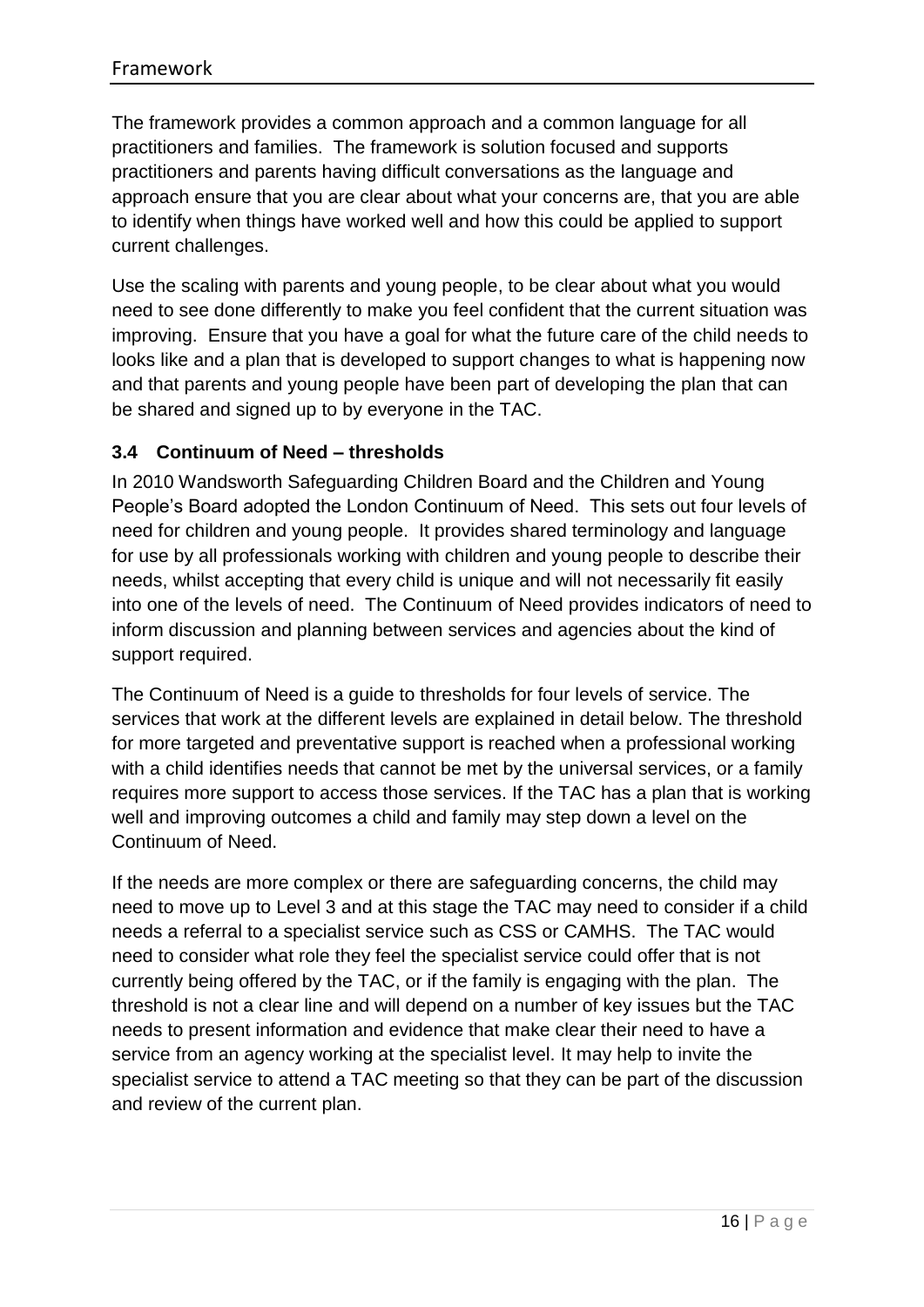The framework provides a common approach and a common language for all practitioners and families. The framework is solution focused and supports practitioners and parents having difficult conversations as the language and approach ensure that you are clear about what your concerns are, that you are able to identify when things have worked well and how this could be applied to support current challenges.

Use the scaling with parents and young people, to be clear about what you would need to see done differently to make you feel confident that the current situation was improving. Ensure that you have a goal for what the future care of the child needs to looks like and a plan that is developed to support changes to what is happening now and that parents and young people have been part of developing the plan that can be shared and signed up to by everyone in the TAC.

### 3.4 Continuum of Need – thresholds

In 2010 Wandsworth Safeguarding Children Board and the Children and Young People's Board adopted the London Continuum of Need. This sets out four levels of need for children and young people. It provides shared terminology and language for use by all professionals working with children and young people to describe their needs, whilst accepting that every child is unique and will not necessarily fit easily into one of the levels of need. The Continuum of Need provides indicators of need to inform discussion and planning between services and agencies about the kind of support required.

The Continuum of Need is a guide to thresholds for four levels of service. The services that work at the different levels are explained in detail below. The threshold for more targeted and preventative support is reached when a professional working with a child identifies needs that cannot be met by the universal services, or a family requires more support to access those services. If the TAC has a plan that is working well and improving outcomes a child and family may step down a level on the Continuum of Need.

If the needs are more complex or there are safeguarding concerns, the child may need to move up to Level 3 and at this stage the TAC may need to consider if a child needs a referral to a specialist service such as CSS or CAMHS. The TAC would need to consider what role they feel the specialist service could offer that is not currently being offered by the TAC, or if the family is engaging with the plan. The threshold is not a clear line and will depend on a number of key issues but the TAC needs to present information and evidence that make clear their need to have a service from an agency working at the specialist level. It may help to invite the specialist service to attend a TAC meeting so that they can be part of the discussion and review of the current plan.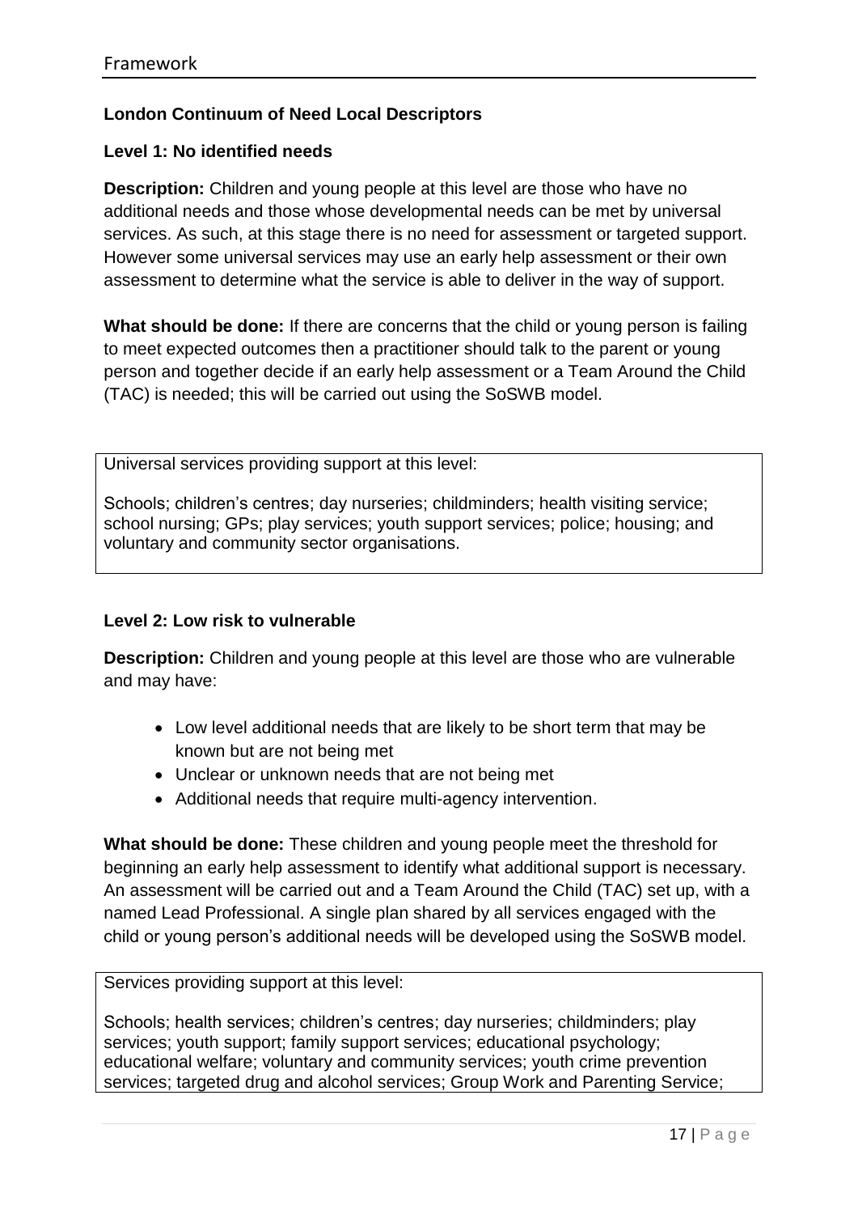### London Continuum of Need Local Descriptors

#### Level 1: No identified needs

**Description:** Children and young people at this level are those who have no additional needs and those whose developmental needs can be met by universal services. As such, at this stage there is no need for assessment or targeted support. However some universal services may use an early help assessment or their own assessment to determine what the service is able to deliver in the way of support.

**What should be done:** If there are concerns that the child or young person is failing to meet expected outcomes then a practitioner should talk to the parent or young person and together decide if an early help assessment or a Team Around the Child (TAC) is needed; this will be carried out using the SoSWB model.

| Universal services providing support at this level: |
|---|
| Schools; children's centres; day nurseries; childminders; health visiting service; school nursing; GPs; play services; youth support services; police; housing; and voluntary and community sector organisations. |

#### Level 2: Low risk to vulnerable

**Description:** Children and young people at this level are those who are vulnerable and may have:

- Low level additional needs that are likely to be short term that may be known but are not being met
- Unclear or unknown needs that are not being met
- Additional needs that require multi-agency intervention.

**What should be done:** These children and young people meet the threshold for beginning an early help assessment to identify what additional support is necessary. An assessment will be carried out and a Team Around the Child (TAC) set up, with a named Lead Professional. A single plan shared by all services engaged with the child or young person's additional needs will be developed using the SoSWB model.

| Services providing support at this level: |
|---|
| Schools; health services; children's centres; day nurseries; childminders; play services; youth support; family support services; educational psychology; educational welfare; voluntary and community services; youth crime prevention services; targeted drug and alcohol services; Group Work and Parenting Service; |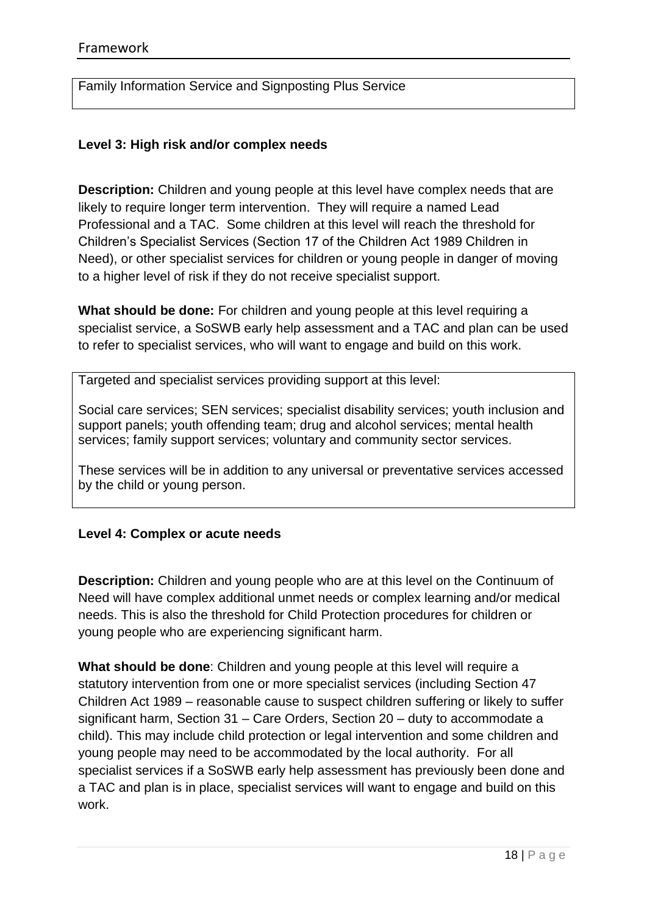Family Information Service and Signposting Plus Service

**Level 3: High risk and/or complex needs**

**Description:** Children and young people at this level have complex needs that are likely to require longer term intervention. They will require a named Lead Professional and a TAC. Some children at this level will reach the threshold for Children's Specialist Services (Section 17 of the Children Act 1989 Children in Need), or other specialist services for children or young people in danger of moving to a higher level of risk if they do not receive specialist support.

**What should be done:** For children and young people at this level requiring a specialist service, a SoSWB early help assessment and a TAC and plan can be used to refer to specialist services, who will want to engage and build on this work.

Targeted and specialist services providing support at this level:

Social care services; SEN services; specialist disability services; youth inclusion and support panels; youth offending team; drug and alcohol services; mental health services; family support services; voluntary and community sector services.

These services will be in addition to any universal or preventative services accessed by the child or young person.

**Level 4: Complex or acute needs**

**Description:** Children and young people who are at this level on the Continuum of Need will have complex additional unmet needs or complex learning and/or medical needs. This is also the threshold for Child Protection procedures for children or young people who are experiencing significant harm.

**What should be done**: Children and young people at this level will require a statutory intervention from one or more specialist services (including Section 47 Children Act 1989 – reasonable cause to suspect children suffering or likely to suffer significant harm, Section 31 – Care Orders, Section 20 – duty to accommodate a child). This may include child protection or legal intervention and some children and young people may need to be accommodated by the local authority. For all specialist services if a SoSWB early help assessment has previously been done and a TAC and plan is in place, specialist services will want to engage and build on this work.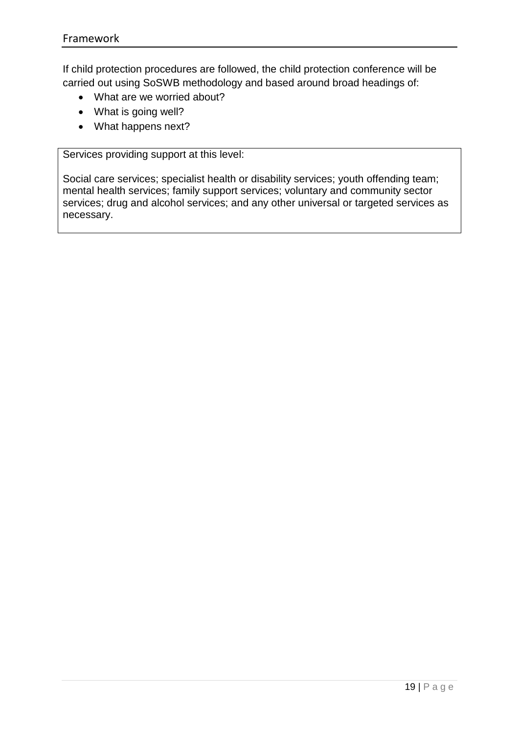If child protection procedures are followed, the child protection conference will be carried out using SoSWB methodology and based around broad headings of:

- What are we worried about?
- What is going well?
- What happens next?

| Services providing support at this level: |
| --- |
| Social care services; specialist health or disability services; youth offending team; mental health services; family support services; voluntary and community sector services; drug and alcohol services; and any other universal or targeted services as necessary. |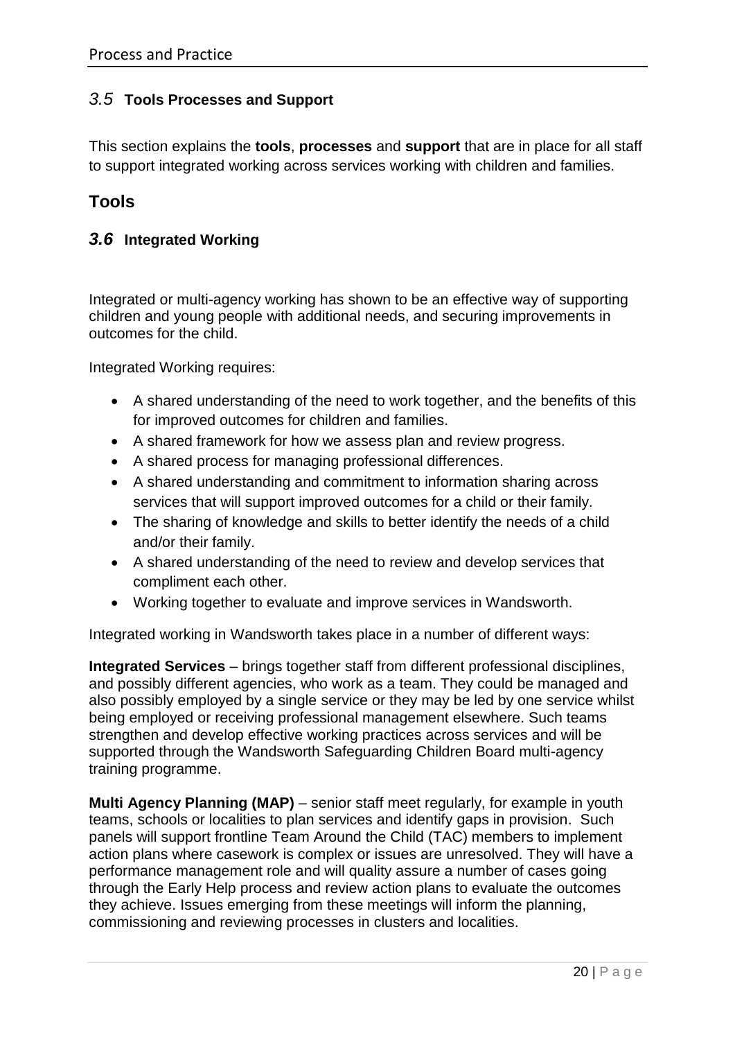### *3.5* **Tools Processes and Support**

This section explains the **tools**, **processes** and **support** that are in place for all staff to support integrated working across services working with children and families.

## Tools

### ***3.6*** **Integrated Working**

Integrated or multi-agency working has shown to be an effective way of supporting children and young people with additional needs, and securing improvements in outcomes for the child.

Integrated Working requires:

- A shared understanding of the need to work together, and the benefits of this for improved outcomes for children and families.
- A shared framework for how we assess plan and review progress.
- A shared process for managing professional differences.
- A shared understanding and commitment to information sharing across services that will support improved outcomes for a child or their family.
- The sharing of knowledge and skills to better identify the needs of a child and/or their family.
- A shared understanding of the need to review and develop services that compliment each other.
- Working together to evaluate and improve services in Wandsworth.

Integrated working in Wandsworth takes place in a number of different ways:

**Integrated Services** – brings together staff from different professional disciplines, and possibly different agencies, who work as a team. They could be managed and also possibly employed by a single service or they may be led by one service whilst being employed or receiving professional management elsewhere. Such teams strengthen and develop effective working practices across services and will be supported through the Wandsworth Safeguarding Children Board multi-agency training programme.

**Multi Agency Planning (MAP)** – senior staff meet regularly, for example in youth teams, schools or localities to plan services and identify gaps in provision. Such panels will support frontline Team Around the Child (TAC) members to implement action plans where casework is complex or issues are unresolved. They will have a performance management role and will quality assure a number of cases going through the Early Help process and review action plans to evaluate the outcomes they achieve. Issues emerging from these meetings will inform the planning, commissioning and reviewing processes in clusters and localities.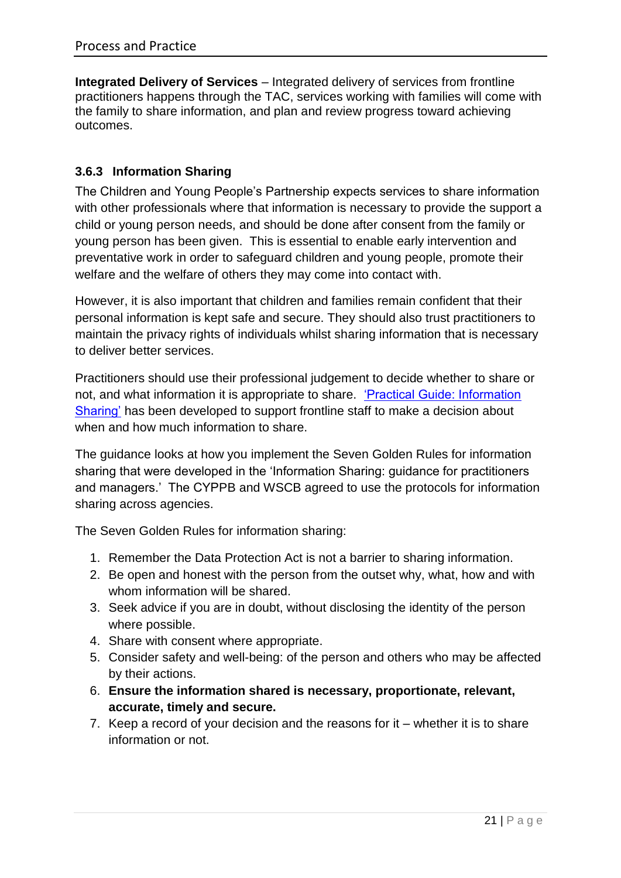**Integrated Delivery of Services** – Integrated delivery of services from frontline practitioners happens through the TAC, services working with families will come with the family to share information, and plan and review progress toward achieving outcomes.

### 3.6.3 Information Sharing

The Children and Young People's Partnership expects services to share information with other professionals where that information is necessary to provide the support a child or young person needs, and should be done after consent from the family or young person has been given. This is essential to enable early intervention and preventative work in order to safeguard children and young people, promote their welfare and the welfare of others they may come into contact with.

However, it is also important that children and families remain confident that their personal information is kept safe and secure. They should also trust practitioners to maintain the privacy rights of individuals whilst sharing information that is necessary to deliver better services.

Practitioners should use their professional judgement to decide whether to share or not, and what information it is appropriate to share. 'Practical Guide: Information Sharing' has been developed to support frontline staff to make a decision about when and how much information to share.

The guidance looks at how you implement the Seven Golden Rules for information sharing that were developed in the 'Information Sharing: guidance for practitioners and managers.' The CYPPB and WSCB agreed to use the protocols for information sharing across agencies.

The Seven Golden Rules for information sharing:

1. Remember the Data Protection Act is not a barrier to sharing information.
2. Be open and honest with the person from the outset why, what, how and with whom information will be shared.
3. Seek advice if you are in doubt, without disclosing the identity of the person where possible.
4. Share with consent where appropriate.
5. Consider safety and well-being: of the person and others who may be affected by their actions.
6. **Ensure the information shared is necessary, proportionate, relevant, accurate, timely and secure.**
7. Keep a record of your decision and the reasons for it – whether it is to share information or not.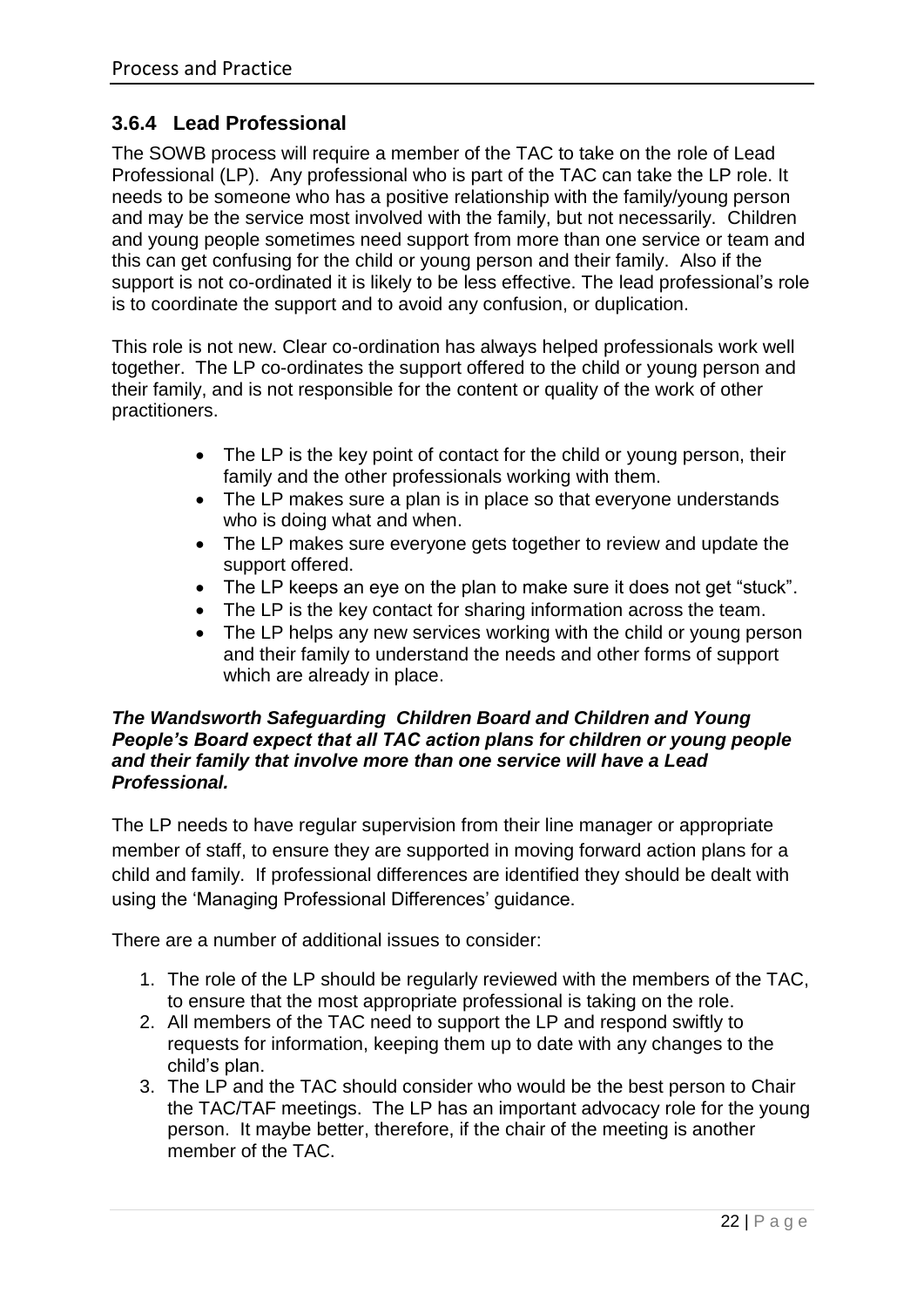### 3.6.4 Lead Professional

The SOWB process will require a member of the TAC to take on the role of Lead Professional (LP). Any professional who is part of the TAC can take the LP role. It needs to be someone who has a positive relationship with the family/young person and may be the service most involved with the family, but not necessarily. Children and young people sometimes need support from more than one service or team and this can get confusing for the child or young person and their family. Also if the support is not co-ordinated it is likely to be less effective. The lead professional's role is to coordinate the support and to avoid any confusion, or duplication.

This role is not new. Clear co-ordination has always helped professionals work well together. The LP co-ordinates the support offered to the child or young person and their family, and is not responsible for the content or quality of the work of other practitioners.

- The LP is the key point of contact for the child or young person, their family and the other professionals working with them.
- The LP makes sure a plan is in place so that everyone understands who is doing what and when.
- The LP makes sure everyone gets together to review and update the support offered.
- The LP keeps an eye on the plan to make sure it does not get "stuck".
- The LP is the key contact for sharing information across the team.
- The LP helps any new services working with the child or young person and their family to understand the needs and other forms of support which are already in place.

***The Wandsworth Safeguarding Children Board and Children and Young People's Board expect that all TAC action plans for children or young people and their family that involve more than one service will have a Lead Professional.***

The LP needs to have regular supervision from their line manager or appropriate member of staff, to ensure they are supported in moving forward action plans for a child and family. If professional differences are identified they should be dealt with using the 'Managing Professional Differences' guidance.

There are a number of additional issues to consider:

1. The role of the LP should be regularly reviewed with the members of the TAC, to ensure that the most appropriate professional is taking on the role.
2. All members of the TAC need to support the LP and respond swiftly to requests for information, keeping them up to date with any changes to the child's plan.
3. The LP and the TAC should consider who would be the best person to Chair the TAC/TAF meetings. The LP has an important advocacy role for the young person. It maybe better, therefore, if the chair of the meeting is another member of the TAC.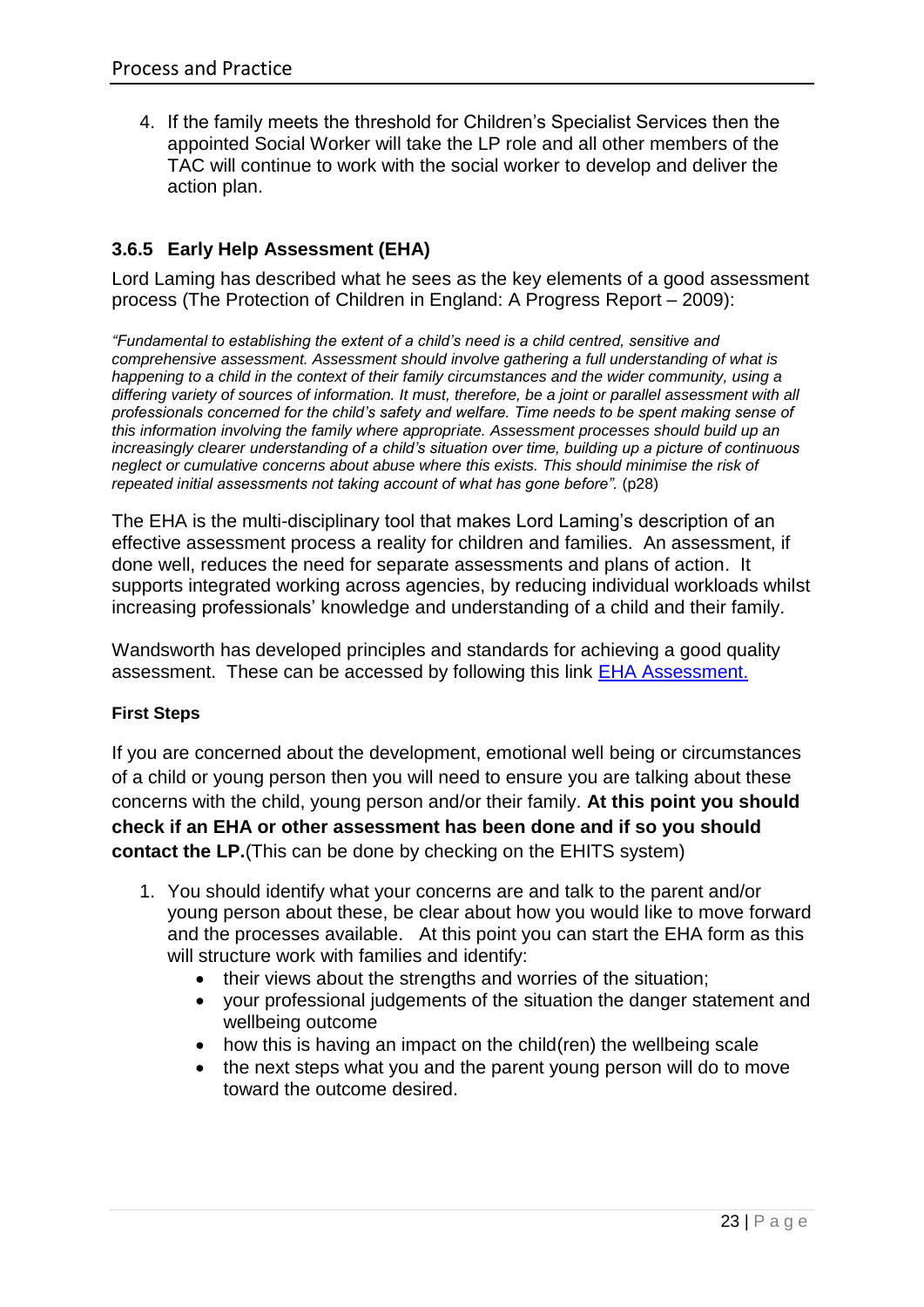4. If the family meets the threshold for Children's Specialist Services then the appointed Social Worker will take the LP role and all other members of the TAC will continue to work with the social worker to develop and deliver the action plan.

### 3.6.5 Early Help Assessment (EHA)

Lord Laming has described what he sees as the key elements of a good assessment process (The Protection of Children in England: A Progress Report – 2009):

*"Fundamental to establishing the extent of a child's need is a child centred, sensitive and comprehensive assessment. Assessment should involve gathering a full understanding of what is happening to a child in the context of their family circumstances and the wider community, using a differing variety of sources of information. It must, therefore, be a joint or parallel assessment with all professionals concerned for the child's safety and welfare. Time needs to be spent making sense of this information involving the family where appropriate. Assessment processes should build up an increasingly clearer understanding of a child's situation over time, building up a picture of continuous neglect or cumulative concerns about abuse where this exists. This should minimise the risk of repeated initial assessments not taking account of what has gone before".* (p28)

The EHA is the multi-disciplinary tool that makes Lord Laming's description of an effective assessment process a reality for children and families. An assessment, if done well, reduces the need for separate assessments and plans of action. It supports integrated working across agencies, by reducing individual workloads whilst increasing professionals' knowledge and understanding of a child and their family.

Wandsworth has developed principles and standards for achieving a good quality assessment. These can be accessed by following this link [EHA Assessment.](#)

#### First Steps

If you are concerned about the development, emotional well being or circumstances of a child or young person then you will need to ensure you are talking about these concerns with the child, young person and/or their family. **At this point you should check if an EHA or other assessment has been done and if so you should contact the LP.**(This can be done by checking on the EHITS system)

1. You should identify what your concerns are and talk to the parent and/or young person about these, be clear about how you would like to move forward and the processes available. At this point you can start the EHA form as this will structure work with families and identify:
   - their views about the strengths and worries of the situation;
   - your professional judgements of the situation the danger statement and wellbeing outcome
   - how this is having an impact on the child(ren) the wellbeing scale
   - the next steps what you and the parent young person will do to move toward the outcome desired.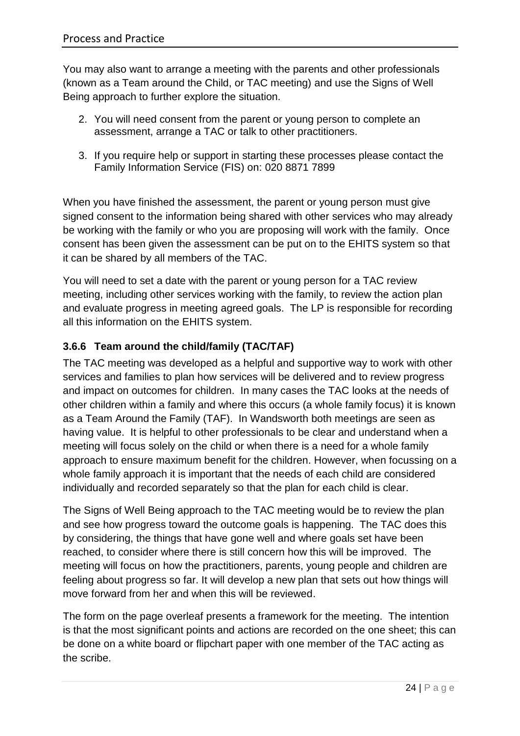You may also want to arrange a meeting with the parents and other professionals (known as a Team around the Child, or TAC meeting) and use the Signs of Well Being approach to further explore the situation.

2. You will need consent from the parent or young person to complete an assessment, arrange a TAC or talk to other practitioners.
3. If you require help or support in starting these processes please contact the Family Information Service (FIS) on: 020 8871 7899

When you have finished the assessment, the parent or young person must give signed consent to the information being shared with other services who may already be working with the family or who you are proposing will work with the family. Once consent has been given the assessment can be put on to the EHITS system so that it can be shared by all members of the TAC.

You will need to set a date with the parent or young person for a TAC review meeting, including other services working with the family, to review the action plan and evaluate progress in meeting agreed goals. The LP is responsible for recording all this information on the EHITS system.

### 3.6.6 Team around the child/family (TAC/TAF)

The TAC meeting was developed as a helpful and supportive way to work with other services and families to plan how services will be delivered and to review progress and impact on outcomes for children. In many cases the TAC looks at the needs of other children within a family and where this occurs (a whole family focus) it is known as a Team Around the Family (TAF). In Wandsworth both meetings are seen as having value. It is helpful to other professionals to be clear and understand when a meeting will focus solely on the child or when there is a need for a whole family approach to ensure maximum benefit for the children. However, when focussing on a whole family approach it is important that the needs of each child are considered individually and recorded separately so that the plan for each child is clear.

The Signs of Well Being approach to the TAC meeting would be to review the plan and see how progress toward the outcome goals is happening. The TAC does this by considering, the things that have gone well and where goals set have been reached, to consider where there is still concern how this will be improved. The meeting will focus on how the practitioners, parents, young people and children are feeling about progress so far. It will develop a new plan that sets out how things will move forward from her and when this will be reviewed.

The form on the page overleaf presents a framework for the meeting. The intention is that the most significant points and actions are recorded on the one sheet; this can be done on a white board or flipchart paper with one member of the TAC acting as the scribe.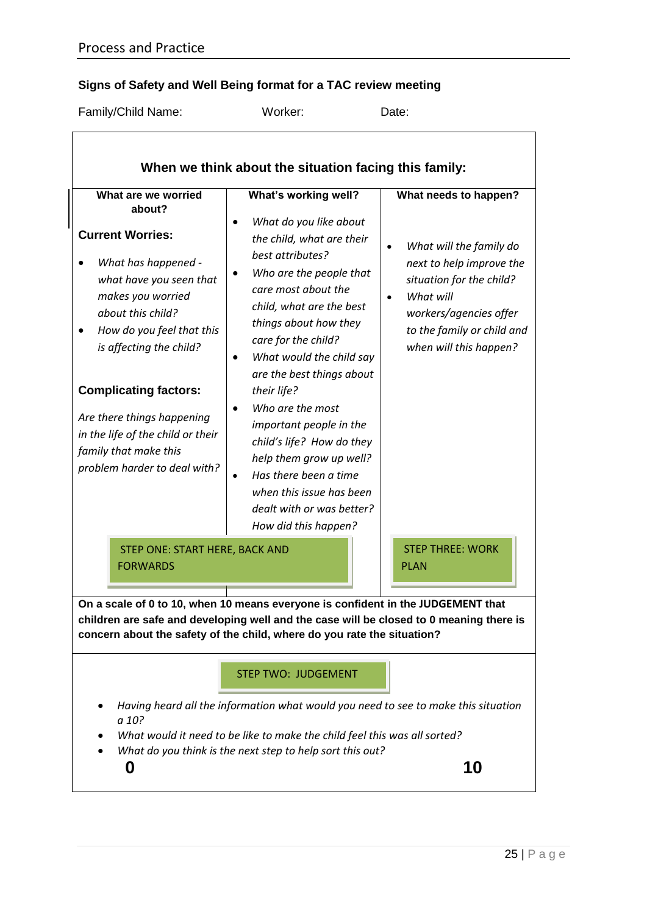## Signs of Safety and Well Being format for a TAC review meeting

Family/Child Name: Worker: Date:

### When we think about the situation facing this family:

| What are we worried about? | What's working well? | What needs to happen? |
|---|---|---|
| **Current Worries:**<br>• *What has happened - what have you seen that makes you worried about this child?*<br>• *How do you feel that this is affecting the child?*<br><br>**Complicating factors:**<br>*Are there things happening in the life of the child or their family that make this problem harder to deal with?* | • *What do you like about the child, what are their best attributes?*<br>• *Who are the people that care most about the child, what are the best things about how they care for the child?*<br>• *What would the child say are the best things about their life?*<br>• *Who are the most important people in the child's life? How do they help them grow up well?*<br>• *Has there been a time when this issue has been dealt with or was better? How did this happen?* | • *What will the family do next to help improve the situation for the child?*<br>• *What will workers/agencies offer to the family or child and when will this happen?* |
| STEP ONE: START HERE, BACK AND FORWARDS | | STEP THREE: WORK PLAN |

**On a scale of 0 to 10, when 10 means everyone is confident in the JUDGEMENT that children are safe and developing well and the case will be closed to 0 meaning there is concern about the safety of the child, where do you rate the situation?**

STEP TWO: JUDGEMENT

- *Having heard all the information what would you need to see to make this situation a 10?*
- *What would it need to be like to make the child feel this was all sorted?*
- *What do you think is the next step to help sort this out?*

**0** **10**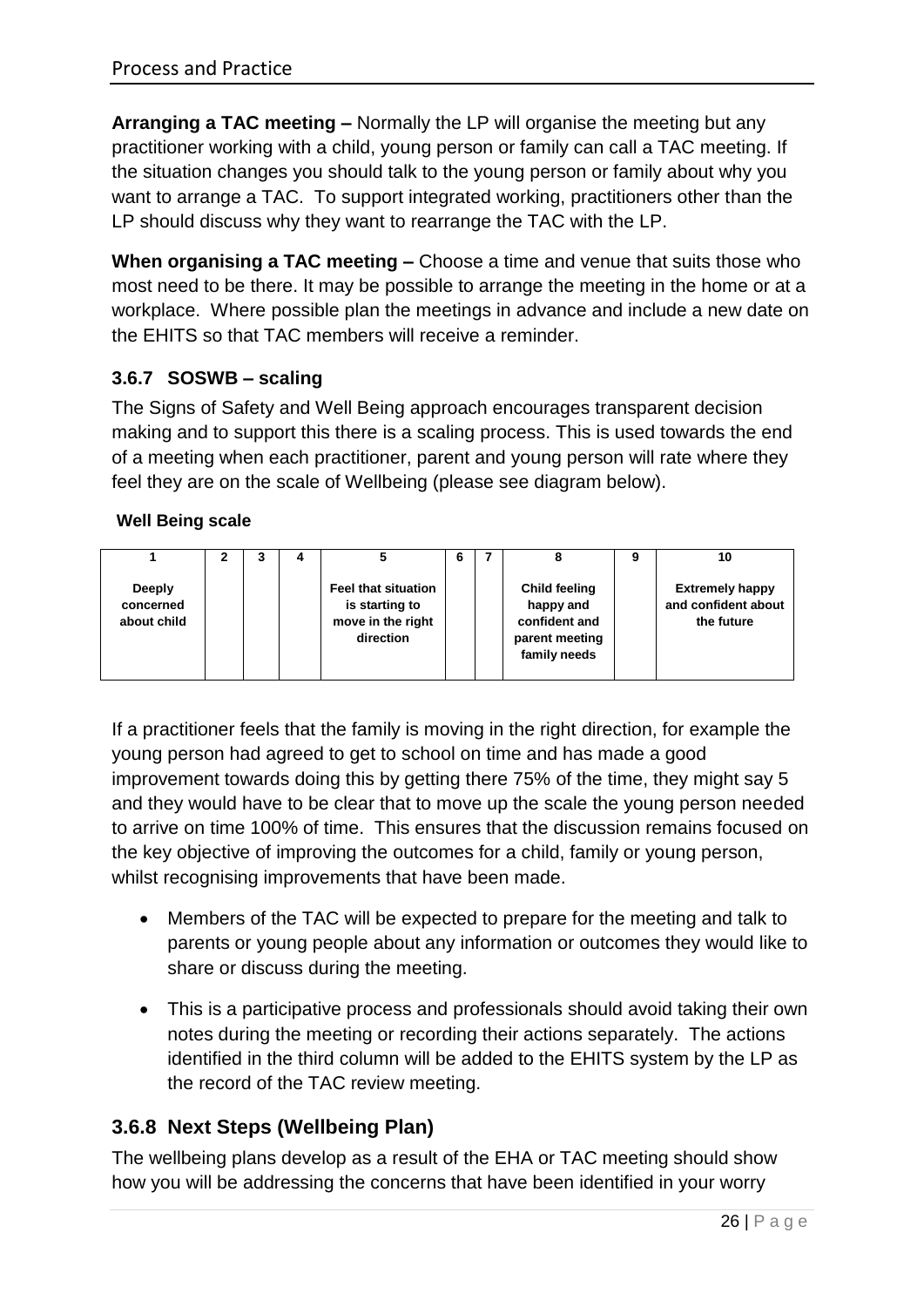**Arranging a TAC meeting –** Normally the LP will organise the meeting but any practitioner working with a child, young person or family can call a TAC meeting. If the situation changes you should talk to the young person or family about why you want to arrange a TAC. To support integrated working, practitioners other than the LP should discuss why they want to rearrange the TAC with the LP.

**When organising a TAC meeting –** Choose a time and venue that suits those who most need to be there. It may be possible to arrange the meeting in the home or at a workplace. Where possible plan the meetings in advance and include a new date on the EHITS so that TAC members will receive a reminder.

### 3.6.7 SOSWB – scaling

The Signs of Safety and Well Being approach encourages transparent decision making and to support this there is a scaling process. This is used towards the end of a meeting when each practitioner, parent and young person will rate where they feel they are on the scale of Wellbeing (please see diagram below).

**Well Being scale**

| 1 | 2 | 3 | 4 | 5 | 6 | 7 | 8 | 9 | 10 |
|---|---|---|---|---|---|---|---|---|---|
| **Deeply concerned about child** | | | | **Feel that situation is starting to move in the right direction** | | | **Child feeling happy and confident and parent meeting family needs** | | **Extremely happy and confident about the future** |

If a practitioner feels that the family is moving in the right direction, for example the young person had agreed to get to school on time and has made a good improvement towards doing this by getting there 75% of the time, they might say 5 and they would have to be clear that to move up the scale the young person needed to arrive on time 100% of time. This ensures that the discussion remains focused on the key objective of improving the outcomes for a child, family or young person, whilst recognising improvements that have been made.

- Members of the TAC will be expected to prepare for the meeting and talk to parents or young people about any information or outcomes they would like to share or discuss during the meeting.
- This is a participative process and professionals should avoid taking their own notes during the meeting or recording their actions separately. The actions identified in the third column will be added to the EHITS system by the LP as the record of the TAC review meeting.

### 3.6.8 Next Steps (Wellbeing Plan)

The wellbeing plans develop as a result of the EHA or TAC meeting should show how you will be addressing the concerns that have been identified in your worry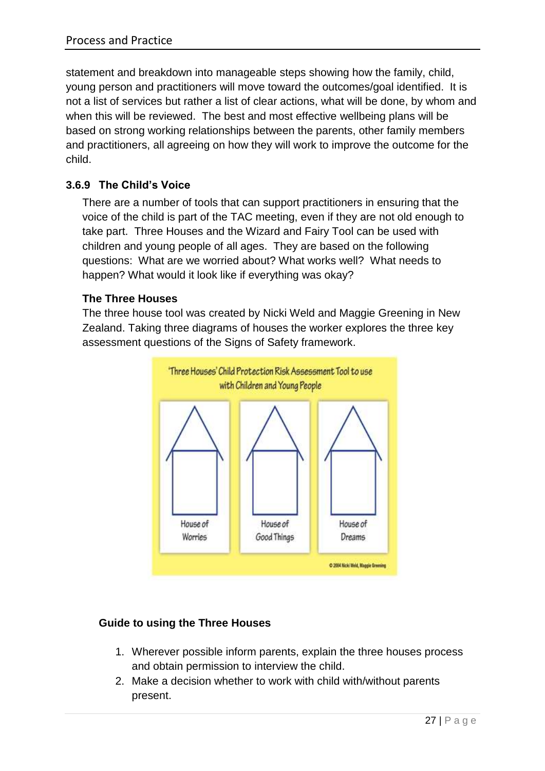statement and breakdown into manageable steps showing how the family, child, young person and practitioners will move toward the outcomes/goal identified. It is not a list of services but rather a list of clear actions, what will be done, by whom and when this will be reviewed. The best and most effective wellbeing plans will be based on strong working relationships between the parents, other family members and practitioners, all agreeing on how they will work to improve the outcome for the child.

### 3.6.9 The Child's Voice

There are a number of tools that can support practitioners in ensuring that the voice of the child is part of the TAC meeting, even if they are not old enough to take part. Three Houses and the Wizard and Fairy Tool can be used with children and young people of all ages. They are based on the following questions: What are we worried about? What works well? What needs to happen? What would it look like if everything was okay?

**The Three Houses**

The three house tool was created by Nicki Weld and Maggie Greening in New Zealand. Taking three diagrams of houses the worker explores the three key assessment questions of the Signs of Safety framework.

'Three Houses' Child Protection Risk Assessment Tool to use with Children and Young People

House of Worries | House of Good Things | House of Dreams

© 2004 Nicki Weld, Maggie Greening

**Guide to using the Three Houses**

1. Wherever possible inform parents, explain the three houses process and obtain permission to interview the child.
2. Make a decision whether to work with child with/without parents present.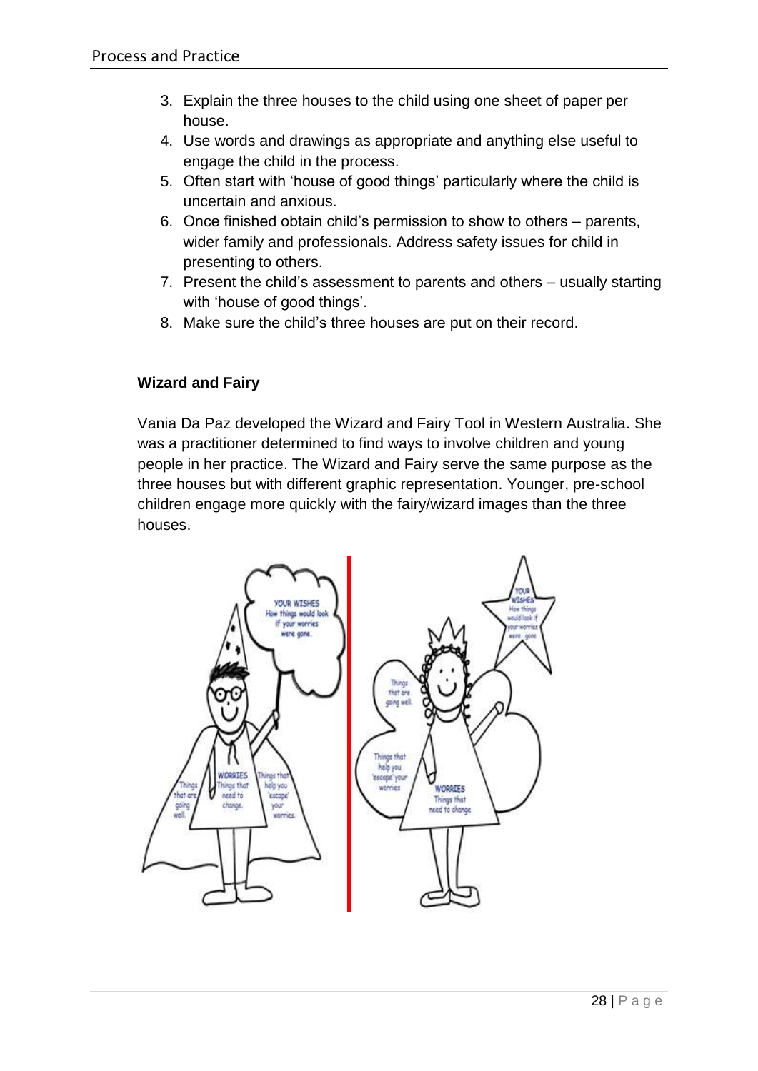3. Explain the three houses to the child using one sheet of paper per house.
4. Use words and drawings as appropriate and anything else useful to engage the child in the process.
5. Often start with 'house of good things' particularly where the child is uncertain and anxious.
6. Once finished obtain child's permission to show to others – parents, wider family and professionals. Address safety issues for child in presenting to others.
7. Present the child's assessment to parents and others – usually starting with 'house of good things'.
8. Make sure the child's three houses are put on their record.

### Wizard and Fairy

Vania Da Paz developed the Wizard and Fairy Tool in Western Australia. She was a practitioner determined to find ways to involve children and young people in her practice. The Wizard and Fairy serve the same purpose as the three houses but with different graphic representation. Younger, pre-school children engage more quickly with the fairy/wizard images than the three houses.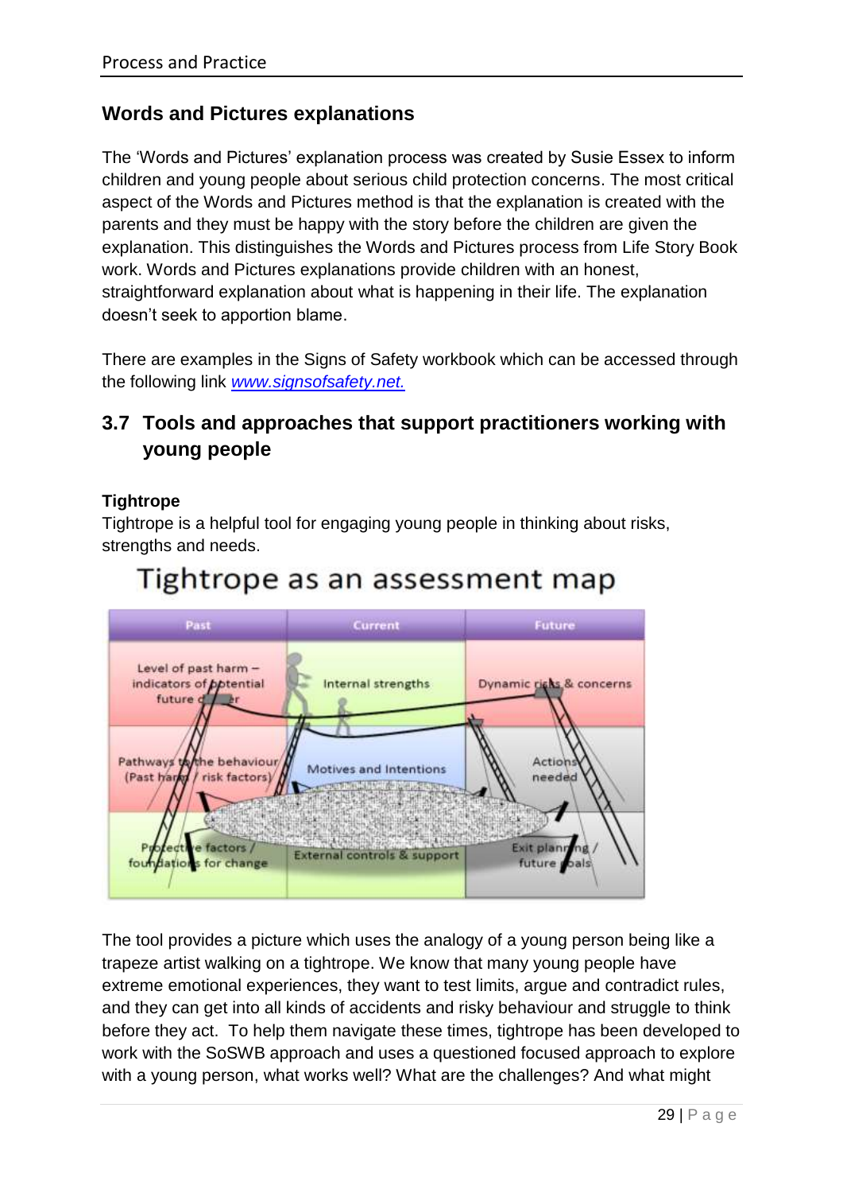## Words and Pictures explanations

The 'Words and Pictures' explanation process was created by Susie Essex to inform children and young people about serious child protection concerns. The most critical aspect of the Words and Pictures method is that the explanation is created with the parents and they must be happy with the story before the children are given the explanation. This distinguishes the Words and Pictures process from Life Story Book work. Words and Pictures explanations provide children with an honest, straightforward explanation about what is happening in their life. The explanation doesn't seek to apportion blame.

There are examples in the Signs of Safety workbook which can be accessed through the following link [www.signsofsafety.net.](http://www.signsofsafety.net)

## 3.7 Tools and approaches that support practitioners working with young people

**Tightrope**

Tightrope is a helpful tool for engaging young people in thinking about risks, strengths and needs.

Tightrope as an assessment map

| Past | Current | Future |
|---|---|---|
| Level of past harm – indicators of potential future danger | Internal strengths | Dynamic risks & concerns |
| Pathways to the behaviour (Past harm / risk factors) | Motives and Intentions | Actions needed |
| Protective factors / foundations for change | External controls & support | Exit planning / future goals |

The tool provides a picture which uses the analogy of a young person being like a trapeze artist walking on a tightrope. We know that many young people have extreme emotional experiences, they want to test limits, argue and contradict rules, and they can get into all kinds of accidents and risky behaviour and struggle to think before they act. To help them navigate these times, tightrope has been developed to work with the SoSWB approach and uses a questioned focused approach to explore with a young person, what works well? What are the challenges? And what might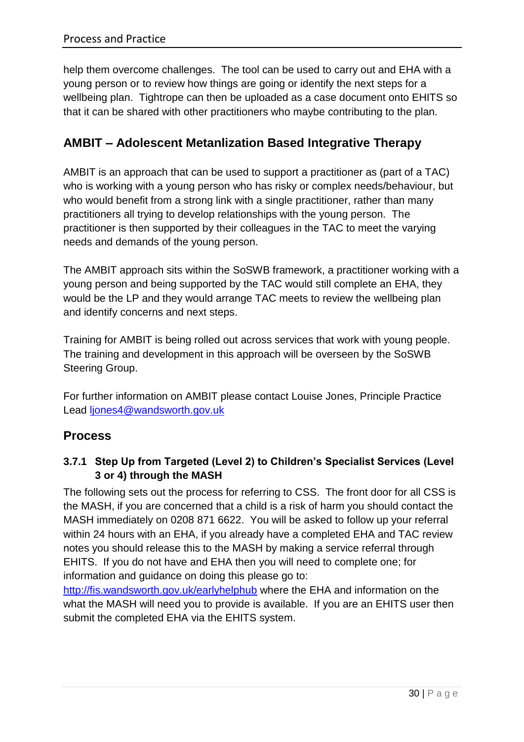help them overcome challenges. The tool can be used to carry out and EHA with a young person or to review how things are going or identify the next steps for a wellbeing plan. Tightrope can then be uploaded as a case document onto EHITS so that it can be shared with other practitioners who maybe contributing to the plan.

## AMBIT – Adolescent Metanlization Based Integrative Therapy

AMBIT is an approach that can be used to support a practitioner as (part of a TAC) who is working with a young person who has risky or complex needs/behaviour, but who would benefit from a strong link with a single practitioner, rather than many practitioners all trying to develop relationships with the young person. The practitioner is then supported by their colleagues in the TAC to meet the varying needs and demands of the young person.

The AMBIT approach sits within the SoSWB framework, a practitioner working with a young person and being supported by the TAC would still complete an EHA, they would be the LP and they would arrange TAC meets to review the wellbeing plan and identify concerns and next steps.

Training for AMBIT is being rolled out across services that work with young people. The training and development in this approach will be overseen by the SoSWB Steering Group.

For further information on AMBIT please contact Louise Jones, Principle Practice Lead [ljones4@wandsworth.gov.uk](mailto:ljones4@wandsworth.gov.uk)

## Process

### 3.7.1 Step Up from Targeted (Level 2) to Children's Specialist Services (Level 3 or 4) through the MASH

The following sets out the process for referring to CSS. The front door for all CSS is the MASH, if you are concerned that a child is a risk of harm you should contact the MASH immediately on 0208 871 6622. You will be asked to follow up your referral within 24 hours with an EHA, if you already have a completed EHA and TAC review notes you should release this to the MASH by making a service referral through EHITS. If you do not have and EHA then you will need to complete one; for information and guidance on doing this please go to: [http://fis.wandsworth.gov.uk/earlyhelphub](http://fis.wandsworth.gov.uk/earlyhelphub) where the EHA and information on the what the MASH will need you to provide is available. If you are an EHITS user then submit the completed EHA via the EHITS system.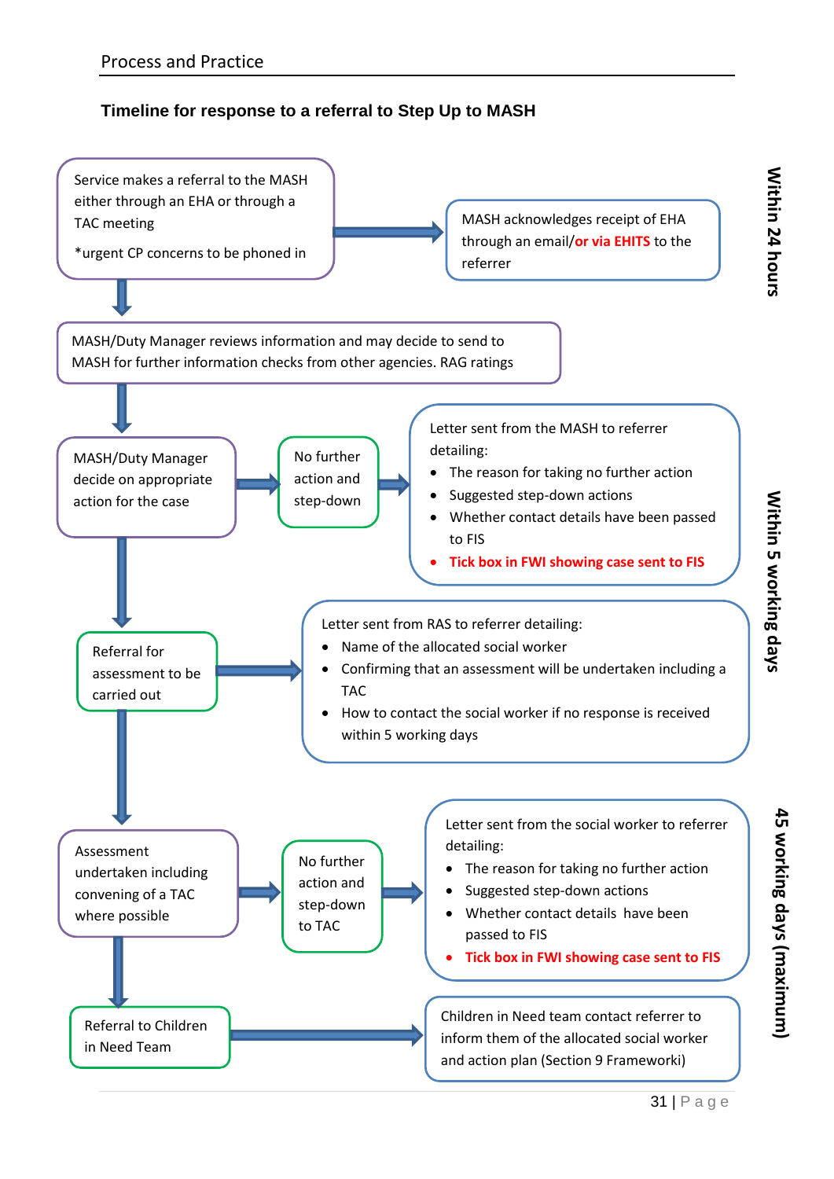## Timeline for response to a referral to Step Up to MASH

**Within 24 hours**

Service makes a referral to the MASH either through an EHA or through a TAC meeting

*urgent CP concerns to be phoned in

→ MASH acknowledges receipt of EHA through an email/**or via EHITS** to the referrer

↓

MASH/Duty Manager reviews information and may decide to send to MASH for further information checks from other agencies. RAG ratings

**Within 5 working days**

↓

MASH/Duty Manager decide on appropriate action for the case

→ No further action and step-down

→ Letter sent from the MASH to referrer detailing:

- The reason for taking no further action
- Suggested step-down actions
- Whether contact details have been passed to FIS
- **Tick box in FWI showing case sent to FIS**

↓

Referral for assessment to be carried out

→ Letter sent from RAS to referrer detailing:

- Name of the allocated social worker
- Confirming that an assessment will be undertaken including a TAC
- How to contact the social worker if no response is received within 5 working days

**45 working days (maximum)**

↓

Assessment undertaken including convening of a TAC where possible

→ No further action and step-down to TAC

→ Letter sent from the social worker to referrer detailing:

- The reason for taking no further action
- Suggested step-down actions
- Whether contact details have been passed to FIS
- **Tick box in FWI showing case sent to FIS**

↓

Referral to Children in Need Team

→ Children in Need team contact referrer to inform them of the allocated social worker and action plan (Section 9 Frameworki)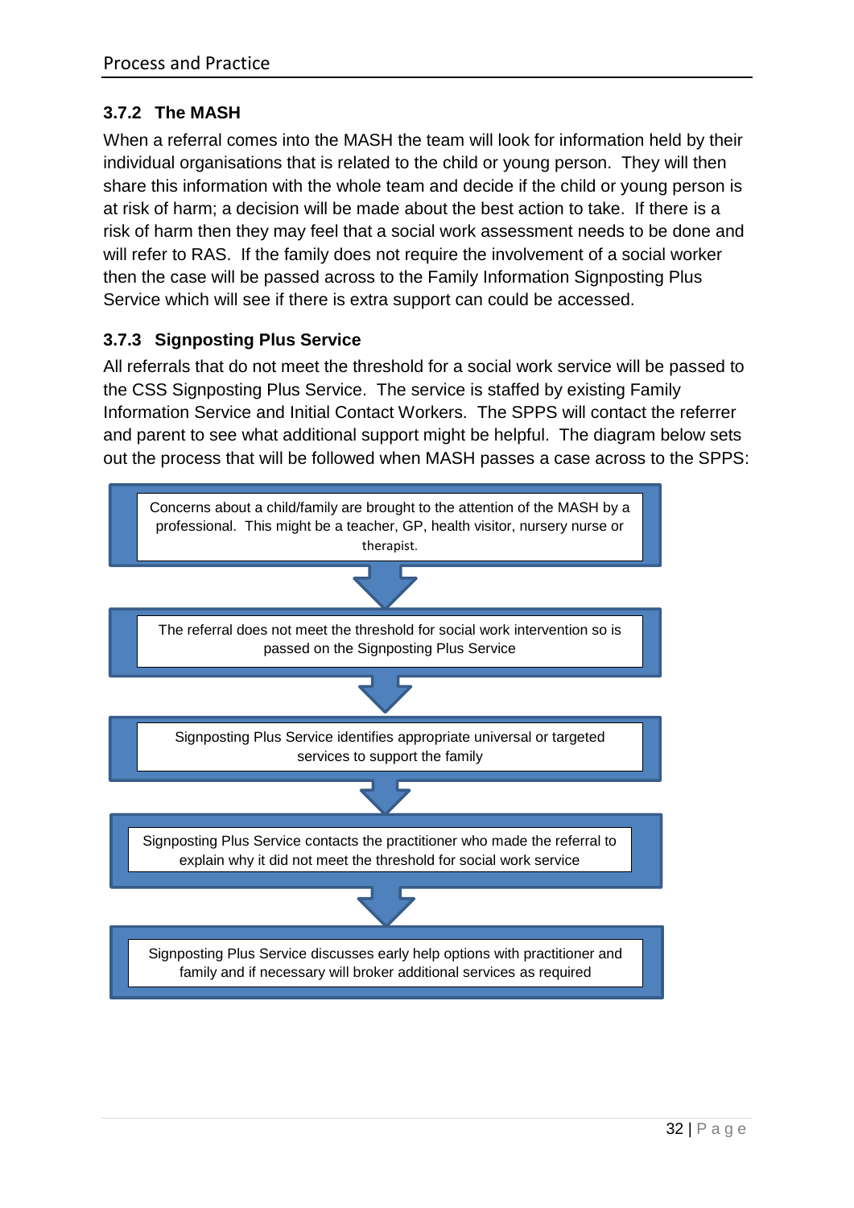### 3.7.2 The MASH

When a referral comes into the MASH the team will look for information held by their individual organisations that is related to the child or young person. They will then share this information with the whole team and decide if the child or young person is at risk of harm; a decision will be made about the best action to take. If there is a risk of harm then they may feel that a social work assessment needs to be done and will refer to RAS. If the family does not require the involvement of a social worker then the case will be passed across to the Family Information Signposting Plus Service which will see if there is extra support can could be accessed.

### 3.7.3 Signposting Plus Service

All referrals that do not meet the threshold for a social work service will be passed to the CSS Signposting Plus Service. The service is staffed by existing Family Information Service and Initial Contact Workers. The SPPS will contact the referrer and parent to see what additional support might be helpful. The diagram below sets out the process that will be followed when MASH passes a case across to the SPPS:

Concerns about a child/family are brought to the attention of the MASH by a professional. This might be a teacher, GP, health visitor, nursery nurse or therapist.

↓

The referral does not meet the threshold for social work intervention so is passed on the Signposting Plus Service

↓

Signposting Plus Service identifies appropriate universal or targeted services to support the family

↓

Signposting Plus Service contacts the practitioner who made the referral to explain why it did not meet the threshold for social work service

↓

Signposting Plus Service discusses early help options with practitioner and family and if necessary will broker additional services as required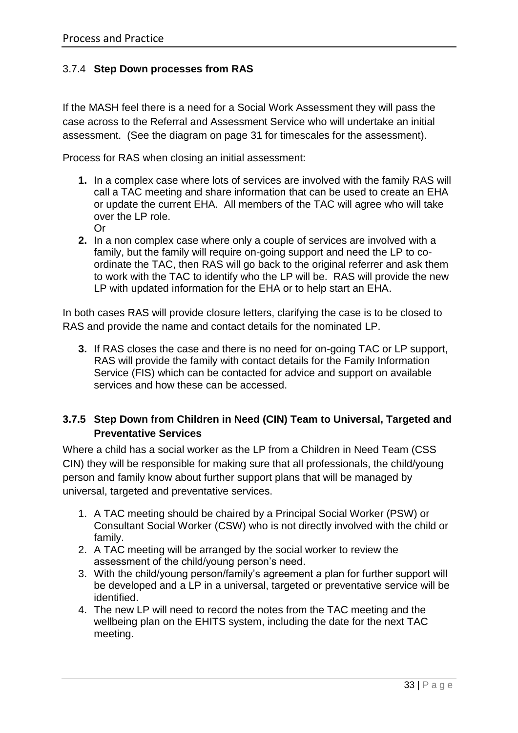### 3.7.4 **Step Down processes from RAS**

If the MASH feel there is a need for a Social Work Assessment they will pass the case across to the Referral and Assessment Service who will undertake an initial assessment. (See the diagram on page 31 for timescales for the assessment).

Process for RAS when closing an initial assessment:

1. In a complex case where lots of services are involved with the family RAS will call a TAC meeting and share information that can be used to create an EHA or update the current EHA. All members of the TAC will agree who will take over the LP role.
   Or
2. In a non complex case where only a couple of services are involved with a family, but the family will require on-going support and need the LP to co-ordinate the TAC, then RAS will go back to the original referrer and ask them to work with the TAC to identify who the LP will be. RAS will provide the new LP with updated information for the EHA or to help start an EHA.

In both cases RAS will provide closure letters, clarifying the case is to be closed to RAS and provide the name and contact details for the nominated LP.

3. If RAS closes the case and there is no need for on-going TAC or LP support, RAS will provide the family with contact details for the Family Information Service (FIS) which can be contacted for advice and support on available services and how these can be accessed.

### 3.7.5 Step Down from Children in Need (CIN) Team to Universal, Targeted and Preventative Services

Where a child has a social worker as the LP from a Children in Need Team (CSS CIN) they will be responsible for making sure that all professionals, the child/young person and family know about further support plans that will be managed by universal, targeted and preventative services.

1. A TAC meeting should be chaired by a Principal Social Worker (PSW) or Consultant Social Worker (CSW) who is not directly involved with the child or family.
2. A TAC meeting will be arranged by the social worker to review the assessment of the child/young person's need.
3. With the child/young person/family's agreement a plan for further support will be developed and a LP in a universal, targeted or preventative service will be identified.
4. The new LP will need to record the notes from the TAC meeting and the wellbeing plan on the EHITS system, including the date for the next TAC meeting.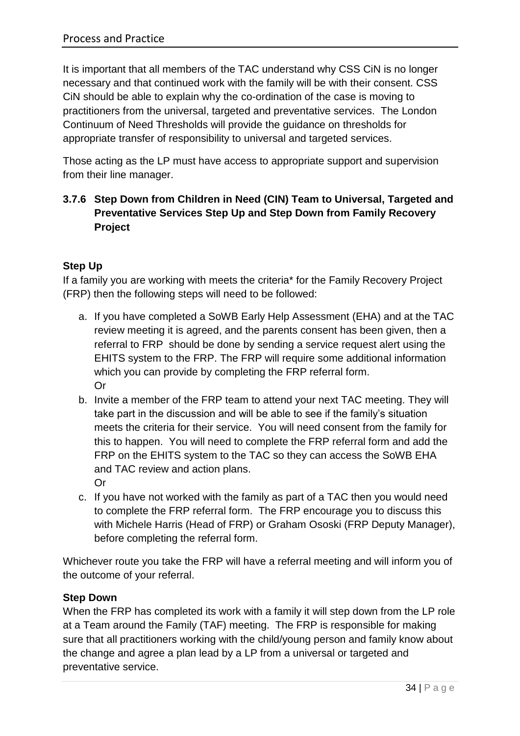It is important that all members of the TAC understand why CSS CiN is no longer necessary and that continued work with the family will be with their consent. CSS CiN should be able to explain why the co-ordination of the case is moving to practitioners from the universal, targeted and preventative services. The London Continuum of Need Thresholds will provide the guidance on thresholds for appropriate transfer of responsibility to universal and targeted services.

Those acting as the LP must have access to appropriate support and supervision from their line manager.

### 3.7.6 Step Down from Children in Need (CIN) Team to Universal, Targeted and Preventative Services Step Up and Step Down from Family Recovery Project

**Step Up**

If a family you are working with meets the criteria* for the Family Recovery Project (FRP) then the following steps will need to be followed:

a. If you have completed a SoWB Early Help Assessment (EHA) and at the TAC review meeting it is agreed, and the parents consent has been given, then a referral to FRP should be done by sending a service request alert using the EHITS system to the FRP. The FRP will require some additional information which you can provide by completing the FRP referral form.
   Or
b. Invite a member of the FRP team to attend your next TAC meeting. They will take part in the discussion and will be able to see if the family's situation meets the criteria for their service. You will need consent from the family for this to happen. You will need to complete the FRP referral form and add the FRP on the EHITS system to the TAC so they can access the SoWB EHA and TAC review and action plans.
   Or
c. If you have not worked with the family as part of a TAC then you would need to complete the FRP referral form. The FRP encourage you to discuss this with Michele Harris (Head of FRP) or Graham Ososki (FRP Deputy Manager), before completing the referral form.

Whichever route you take the FRP will have a referral meeting and will inform you of the outcome of your referral.

**Step Down**

When the FRP has completed its work with a family it will step down from the LP role at a Team around the Family (TAF) meeting. The FRP is responsible for making sure that all practitioners working with the child/young person and family know about the change and agree a plan lead by a LP from a universal or targeted and preventative service.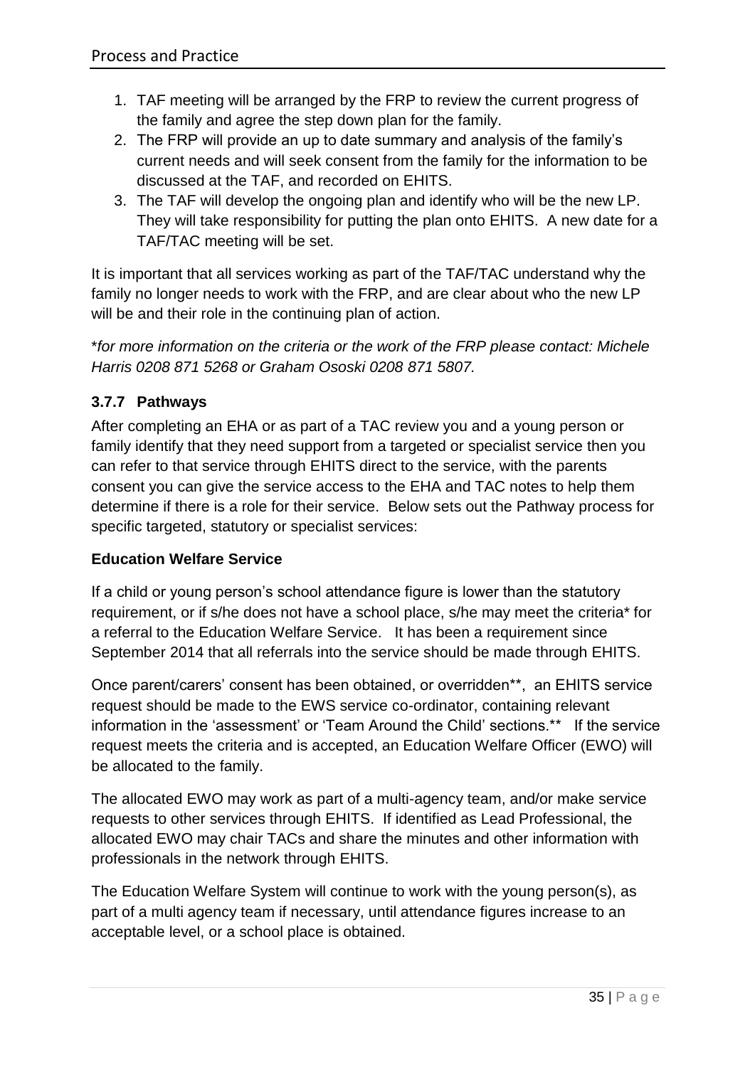1. TAF meeting will be arranged by the FRP to review the current progress of the family and agree the step down plan for the family.
2. The FRP will provide an up to date summary and analysis of the family's current needs and will seek consent from the family for the information to be discussed at the TAF, and recorded on EHITS.
3. The TAF will develop the ongoing plan and identify who will be the new LP. They will take responsibility for putting the plan onto EHITS. A new date for a TAF/TAC meeting will be set.

It is important that all services working as part of the TAF/TAC understand why the family no longer needs to work with the FRP, and are clear about who the new LP will be and their role in the continuing plan of action.

*\*for more information on the criteria or the work of the FRP please contact: Michele Harris 0208 871 5268 or Graham Ososki 0208 871 5807.*

### 3.7.7 Pathways

After completing an EHA or as part of a TAC review you and a young person or family identify that they need support from a targeted or specialist service then you can refer to that service through EHITS direct to the service, with the parents consent you can give the service access to the EHA and TAC notes to help them determine if there is a role for their service. Below sets out the Pathway process for specific targeted, statutory or specialist services:

**Education Welfare Service**

If a child or young person's school attendance figure is lower than the statutory requirement, or if s/he does not have a school place, s/he may meet the criteria* for a referral to the Education Welfare Service. It has been a requirement since September 2014 that all referrals into the service should be made through EHITS.

Once parent/carers' consent has been obtained, or overridden**, an EHITS service request should be made to the EWS service co-ordinator, containing relevant information in the 'assessment' or 'Team Around the Child' sections.** If the service request meets the criteria and is accepted, an Education Welfare Officer (EWO) will be allocated to the family.

The allocated EWO may work as part of a multi-agency team, and/or make service requests to other services through EHITS. If identified as Lead Professional, the allocated EWO may chair TACs and share the minutes and other information with professionals in the network through EHITS.

The Education Welfare System will continue to work with the young person(s), as part of a multi agency team if necessary, until attendance figures increase to an acceptable level, or a school place is obtained.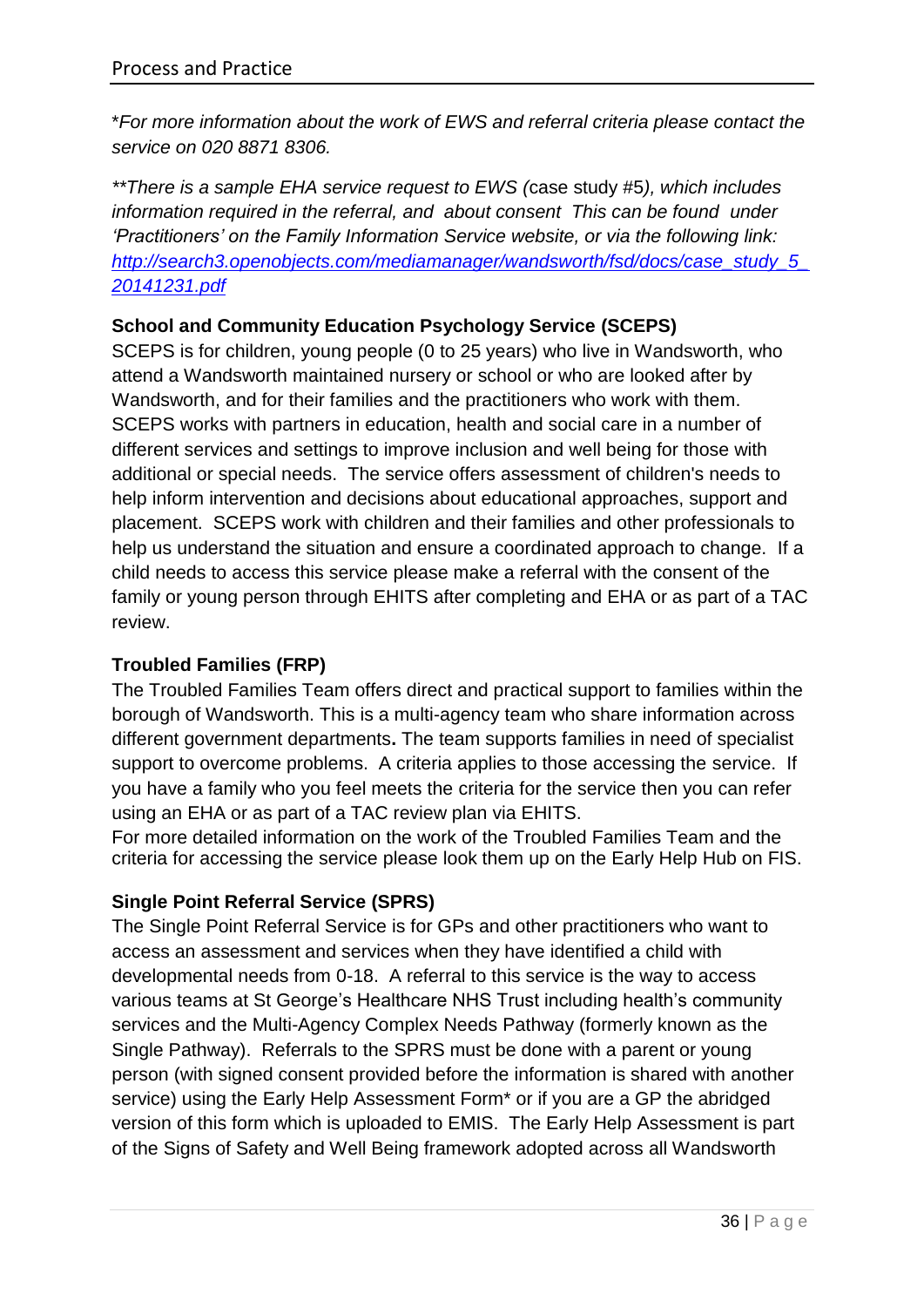*\*For more information about the work of EWS and referral criteria please contact the service on 020 8871 8306.*

*\*\*There is a sample EHA service request to EWS (*case study #5*), which includes information required in the referral, and about consent This can be found under 'Practitioners' on the Family Information Service website, or via the following link:* [*http://search3.openobjects.com/mediamanager/wandsworth/fsd/docs/case_study_5_20141231.pdf*](http://search3.openobjects.com/mediamanager/wandsworth/fsd/docs/case_study_5_20141231.pdf)

**School and Community Education Psychology Service (SCEPS)**

SCEPS is for children, young people (0 to 25 years) who live in Wandsworth, who attend a Wandsworth maintained nursery or school or who are looked after by Wandsworth, and for their families and the practitioners who work with them. SCEPS works with partners in education, health and social care in a number of different services and settings to improve inclusion and well being for those with additional or special needs. The service offers assessment of children's needs to help inform intervention and decisions about educational approaches, support and placement. SCEPS work with children and their families and other professionals to help us understand the situation and ensure a coordinated approach to change. If a child needs to access this service please make a referral with the consent of the family or young person through EHITS after completing and EHA or as part of a TAC review.

**Troubled Families (FRP)**

The Troubled Families Team offers direct and practical support to families within the borough of Wandsworth. This is a multi-agency team who share information across different government departments**.** The team supports families in need of specialist support to overcome problems. A criteria applies to those accessing the service. If you have a family who you feel meets the criteria for the service then you can refer using an EHA or as part of a TAC review plan via EHITS.

For more detailed information on the work of the Troubled Families Team and the criteria for accessing the service please look them up on the Early Help Hub on FIS.

**Single Point Referral Service (SPRS)**

The Single Point Referral Service is for GPs and other practitioners who want to access an assessment and services when they have identified a child with developmental needs from 0-18. A referral to this service is the way to access various teams at St George's Healthcare NHS Trust including health's community services and the Multi-Agency Complex Needs Pathway (formerly known as the Single Pathway). Referrals to the SPRS must be done with a parent or young person (with signed consent provided before the information is shared with another service) using the Early Help Assessment Form* or if you are a GP the abridged version of this form which is uploaded to EMIS. The Early Help Assessment is part of the Signs of Safety and Well Being framework adopted across all Wandsworth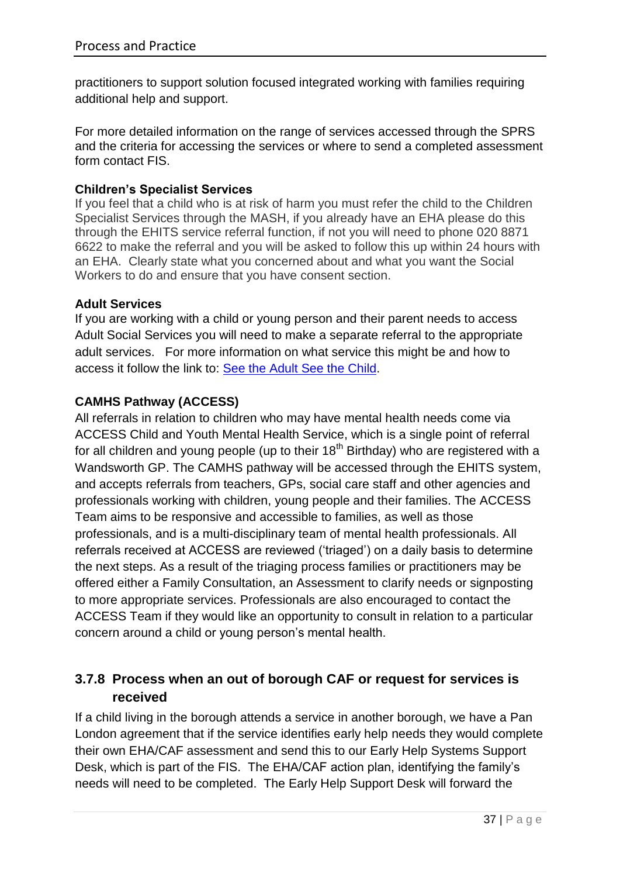practitioners to support solution focused integrated working with families requiring additional help and support.

For more detailed information on the range of services accessed through the SPRS and the criteria for accessing the services or where to send a completed assessment form contact FIS.

**Children's Specialist Services**

If you feel that a child who is at risk of harm you must refer the child to the Children Specialist Services through the MASH, if you already have an EHA please do this through the EHITS service referral function, if not you will need to phone 020 8871 6622 to make the referral and you will be asked to follow this up within 24 hours with an EHA. Clearly state what you concerned about and what you want the Social Workers to do and ensure that you have consent section.

**Adult Services**

If you are working with a child or young person and their parent needs to access Adult Social Services you will need to make a separate referral to the appropriate adult services. For more information on what service this might be and how to access it follow the link to: See the Adult See the Child.

**CAMHS Pathway (ACCESS)**

All referrals in relation to children who may have mental health needs come via ACCESS Child and Youth Mental Health Service, which is a single point of referral for all children and young people (up to their 18th Birthday) who are registered with a Wandsworth GP. The CAMHS pathway will be accessed through the EHITS system, and accepts referrals from teachers, GPs, social care staff and other agencies and professionals working with children, young people and their families. The ACCESS Team aims to be responsive and accessible to families, as well as those professionals, and is a multi-disciplinary team of mental health professionals. All referrals received at ACCESS are reviewed ('triaged') on a daily basis to determine the next steps. As a result of the triaging process families or practitioners may be offered either a Family Consultation, an Assessment to clarify needs or signposting to more appropriate services. Professionals are also encouraged to contact the ACCESS Team if they would like an opportunity to consult in relation to a particular concern around a child or young person's mental health.

### 3.7.8 Process when an out of borough CAF or request for services is received

If a child living in the borough attends a service in another borough, we have a Pan London agreement that if the service identifies early help needs they would complete their own EHA/CAF assessment and send this to our Early Help Systems Support Desk, which is part of the FIS. The EHA/CAF action plan, identifying the family's needs will need to be completed. The Early Help Support Desk will forward the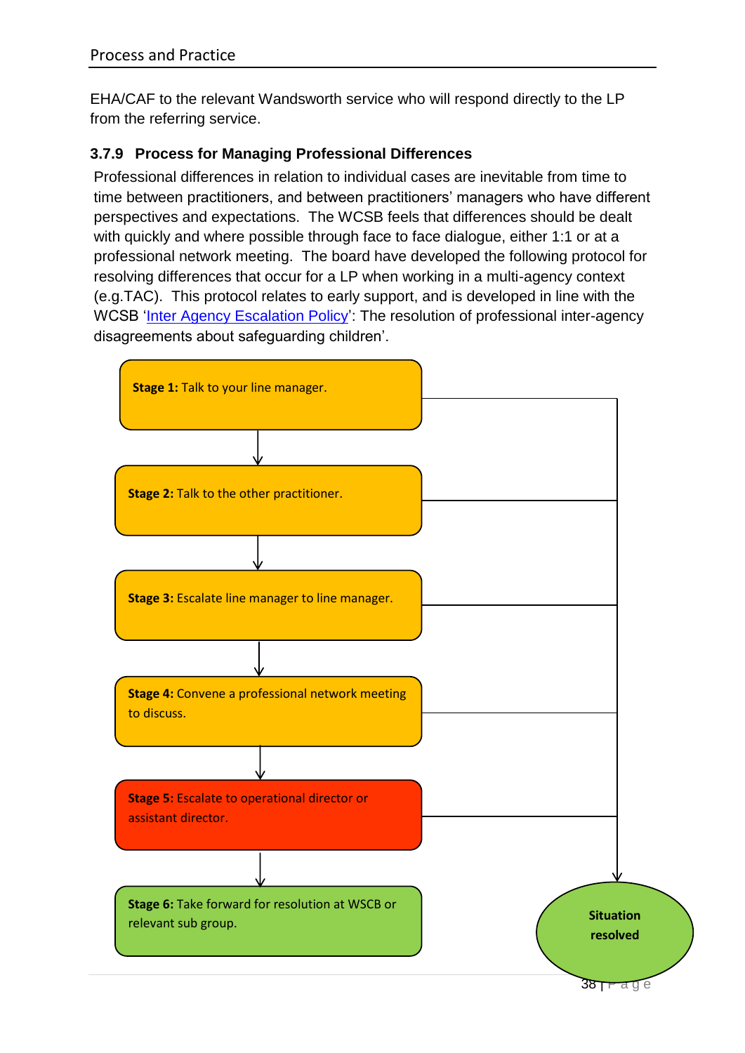EHA/CAF to the relevant Wandsworth service who will respond directly to the LP from the referring service.

### 3.7.9 Process for Managing Professional Differences

Professional differences in relation to individual cases are inevitable from time to time between practitioners, and between practitioners' managers who have different perspectives and expectations. The WCSB feels that differences should be dealt with quickly and where possible through face to face dialogue, either 1:1 or at a professional network meeting. The board have developed the following protocol for resolving differences that occur for a LP when working in a multi-agency context (e.g.TAC). This protocol relates to early support, and is developed in line with the WCSB 'Inter Agency Escalation Policy': The resolution of professional inter-agency disagreements about safeguarding children'.

**Stage 1:** Talk to your line manager.

↓

**Stage 2:** Talk to the other practitioner.

↓

**Stage 3:** Escalate line manager to line manager.

↓

**Stage 4:** Convene a professional network meeting to discuss.

↓

**Stage 5:** Escalate to operational director or assistant director.

↓

**Stage 6:** Take forward for resolution at WSCB or relevant sub group.

Stages 1–5 → **Situation resolved**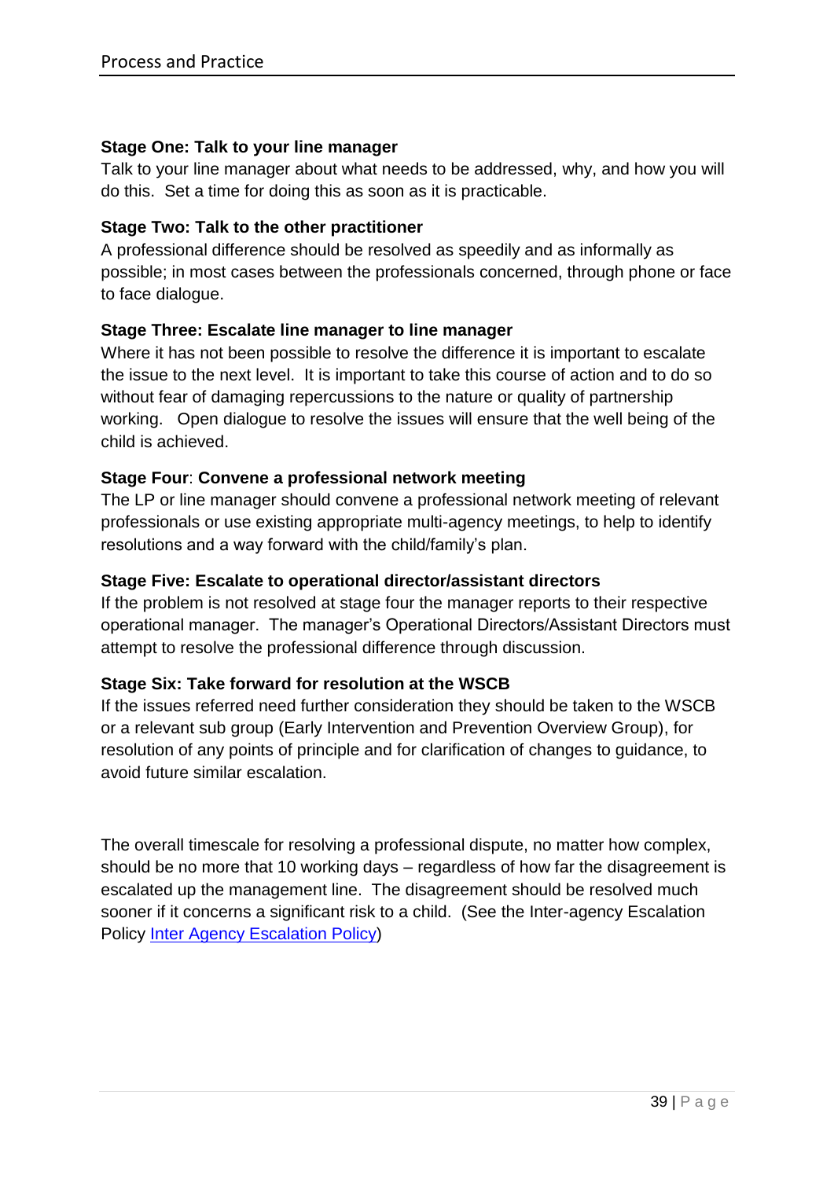**Stage One: Talk to your line manager**

Talk to your line manager about what needs to be addressed, why, and how you will do this. Set a time for doing this as soon as it is practicable.

**Stage Two: Talk to the other practitioner**

A professional difference should be resolved as speedily and as informally as possible; in most cases between the professionals concerned, through phone or face to face dialogue.

**Stage Three: Escalate line manager to line manager**

Where it has not been possible to resolve the difference it is important to escalate the issue to the next level. It is important to take this course of action and to do so without fear of damaging repercussions to the nature or quality of partnership working. Open dialogue to resolve the issues will ensure that the well being of the child is achieved.

**Stage Four**: **Convene a professional network meeting**

The LP or line manager should convene a professional network meeting of relevant professionals or use existing appropriate multi-agency meetings, to help to identify resolutions and a way forward with the child/family's plan.

**Stage Five: Escalate to operational director/assistant directors**

If the problem is not resolved at stage four the manager reports to their respective operational manager. The manager's Operational Directors/Assistant Directors must attempt to resolve the professional difference through discussion.

**Stage Six: Take forward for resolution at the WSCB**

If the issues referred need further consideration they should be taken to the WSCB or a relevant sub group (Early Intervention and Prevention Overview Group), for resolution of any points of principle and for clarification of changes to guidance, to avoid future similar escalation.

The overall timescale for resolving a professional dispute, no matter how complex, should be no more that 10 working days – regardless of how far the disagreement is escalated up the management line. The disagreement should be resolved much sooner if it concerns a significant risk to a child. (See the Inter-agency Escalation Policy Inter Agency Escalation Policy)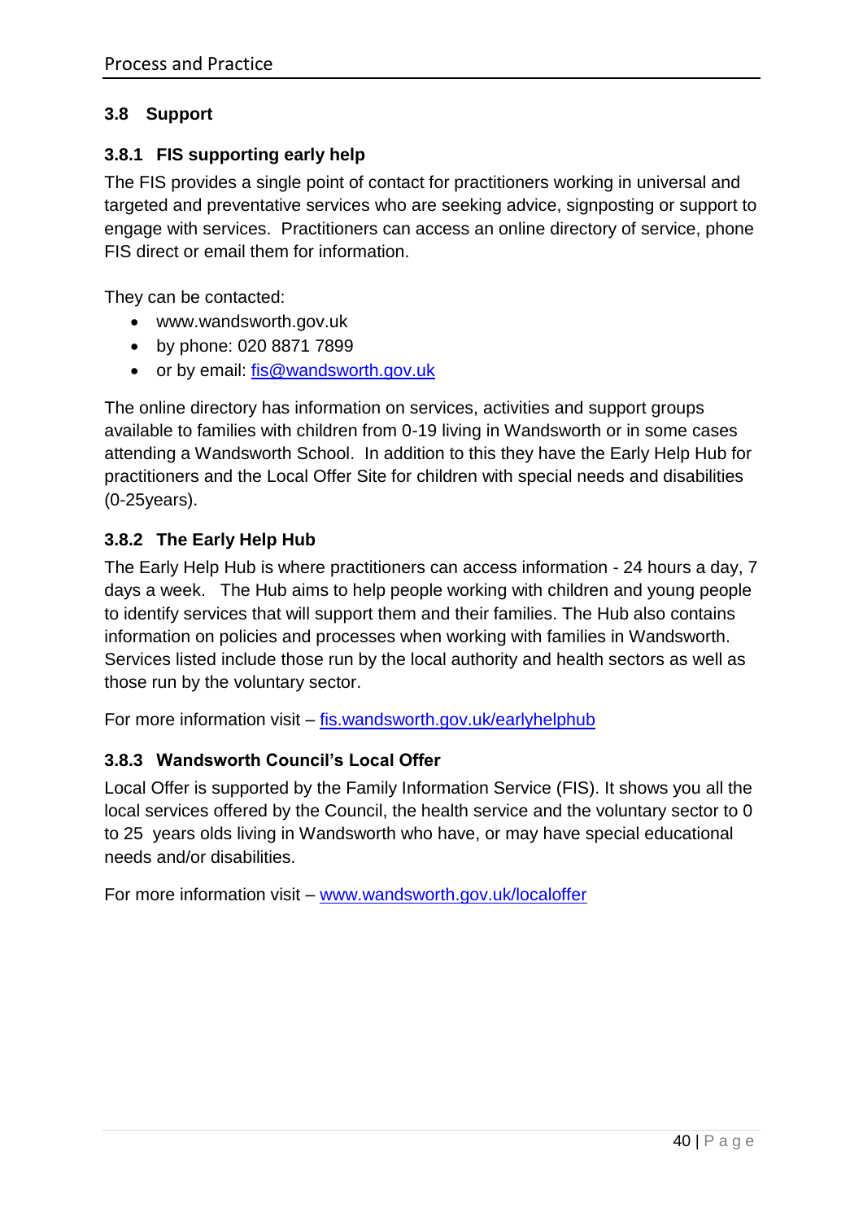### 3.8 Support

#### 3.8.1 FIS supporting early help

The FIS provides a single point of contact for practitioners working in universal and targeted and preventative services who are seeking advice, signposting or support to engage with services. Practitioners can access an online directory of service, phone FIS direct or email them for information.

They can be contacted:

- www.wandsworth.gov.uk
- by phone: 020 8871 7899
- or by email: fis@wandsworth.gov.uk

The online directory has information on services, activities and support groups available to families with children from 0-19 living in Wandsworth or in some cases attending a Wandsworth School. In addition to this they have the Early Help Hub for practitioners and the Local Offer Site for children with special needs and disabilities (0-25years).

#### 3.8.2 The Early Help Hub

The Early Help Hub is where practitioners can access information - 24 hours a day, 7 days a week. The Hub aims to help people working with children and young people to identify services that will support them and their families. The Hub also contains information on policies and processes when working with families in Wandsworth. Services listed include those run by the local authority and health sectors as well as those run by the voluntary sector.

For more information visit – fis.wandsworth.gov.uk/earlyhelphub

#### 3.8.3 Wandsworth Council's Local Offer

Local Offer is supported by the Family Information Service (FIS). It shows you all the local services offered by the Council, the health service and the voluntary sector to 0 to 25 years olds living in Wandsworth who have, or may have special educational needs and/or disabilities.

For more information visit – www.wandsworth.gov.uk/localoffer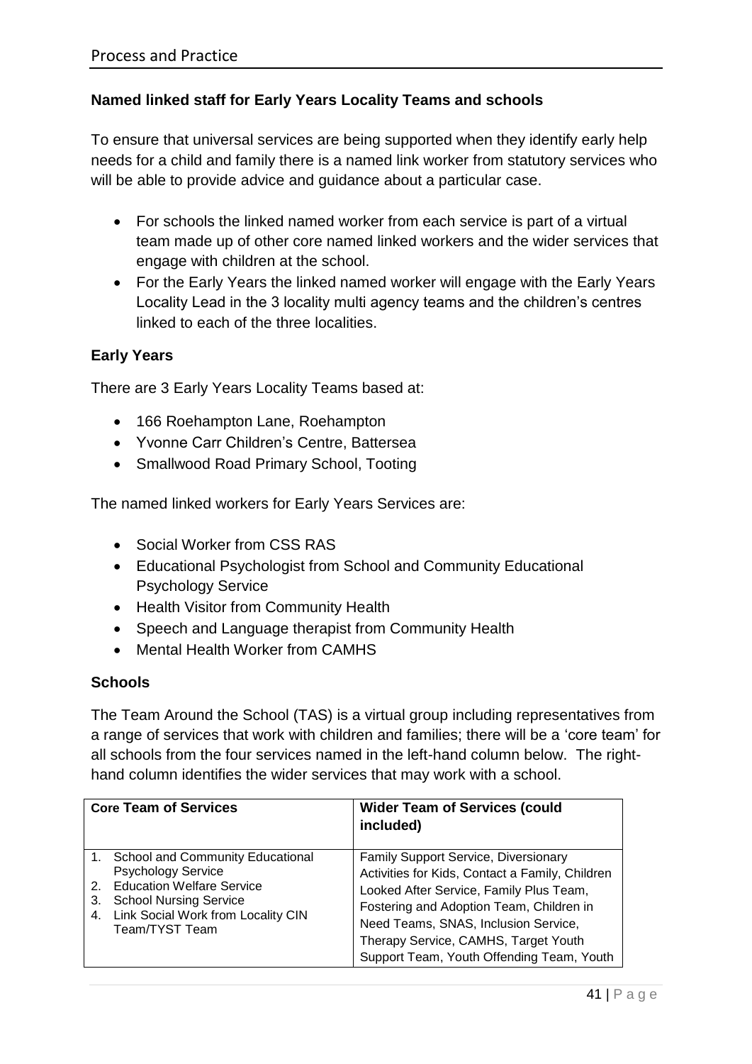**Named linked staff for Early Years Locality Teams and schools**

To ensure that universal services are being supported when they identify early help needs for a child and family there is a named link worker from statutory services who will be able to provide advice and guidance about a particular case.

- For schools the linked named worker from each service is part of a virtual team made up of other core named linked workers and the wider services that engage with children at the school.
- For the Early Years the linked named worker will engage with the Early Years Locality Lead in the 3 locality multi agency teams and the children's centres linked to each of the three localities.

**Early Years**

There are 3 Early Years Locality Teams based at:

- 166 Roehampton Lane, Roehampton
- Yvonne Carr Children's Centre, Battersea
- Smallwood Road Primary School, Tooting

The named linked workers for Early Years Services are:

- Social Worker from CSS RAS
- Educational Psychologist from School and Community Educational Psychology Service
- Health Visitor from Community Health
- Speech and Language therapist from Community Health
- Mental Health Worker from CAMHS

**Schools**

The Team Around the School (TAS) is a virtual group including representatives from a range of services that work with children and families; there will be a 'core team' for all schools from the four services named in the left-hand column below. The right-hand column identifies the wider services that may work with a school.

| Core Team of Services | Wider Team of Services (could included) |
|---|---|
| 1. School and Community Educational Psychology Service<br>2. Education Welfare Service<br>3. School Nursing Service<br>4. Link Social Work from Locality CIN Team/TYST Team | Family Support Service, Diversionary Activities for Kids, Contact a Family, Children Looked After Service, Family Plus Team, Fostering and Adoption Team, Children in Need Teams, SNAS, Inclusion Service, Therapy Service, CAMHS, Target Youth Support Team, Youth Offending Team, Youth |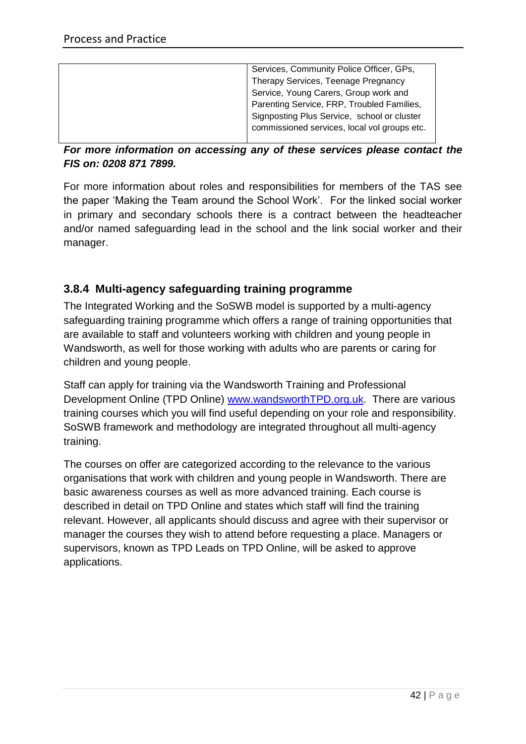| | Services, Community Police Officer, GPs, Therapy Services, Teenage Pregnancy Service, Young Carers, Group work and Parenting Service, FRP, Troubled Families, Signposting Plus Service, school or cluster commissioned services, local vol groups etc. |
|---|---|

***For more information on accessing any of these services please contact the FIS on: 0208 871 7899.***

For more information about roles and responsibilities for members of the TAS see the paper 'Making the Team around the School Work'. For the linked social worker in primary and secondary schools there is a contract between the headteacher and/or named safeguarding lead in the school and the link social worker and their manager.

### 3.8.4 Multi-agency safeguarding training programme

The Integrated Working and the SoSWB model is supported by a multi-agency safeguarding training programme which offers a range of training opportunities that are available to staff and volunteers working with children and young people in Wandsworth, as well for those working with adults who are parents or caring for children and young people.

Staff can apply for training via the Wandsworth Training and Professional Development Online (TPD Online) www.wandsworthTPD.org.uk. There are various training courses which you will find useful depending on your role and responsibility. SoSWB framework and methodology are integrated throughout all multi-agency training.

The courses on offer are categorized according to the relevance to the various organisations that work with children and young people in Wandsworth. There are basic awareness courses as well as more advanced training. Each course is described in detail on TPD Online and states which staff will find the training relevant. However, all applicants should discuss and agree with their supervisor or manager the courses they wish to attend before requesting a place. Managers or supervisors, known as TPD Leads on TPD Online, will be asked to approve applications.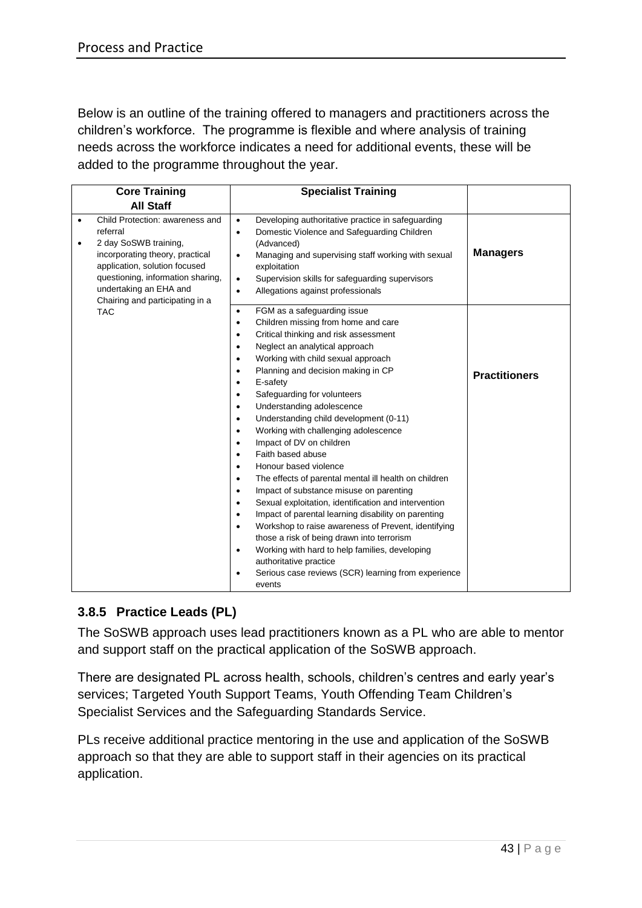Below is an outline of the training offered to managers and practitioners across the children's workforce. The programme is flexible and where analysis of training needs across the workforce indicates a need for additional events, these will be added to the programme throughout the year.

| Core Training<br>All Staff | Specialist Training | |
|---|---|---|
| • Child Protection: awareness and referral<br>• 2 day SoSWB training, incorporating theory, practical application, solution focused questioning, information sharing, undertaking an EHA and Chairing and participating in a TAC | • Developing authoritative practice in safeguarding<br>• Domestic Violence and Safeguarding Children (Advanced)<br>• Managing and supervising staff working with sexual exploitation<br>• Supervision skills for safeguarding supervisors<br>• Allegations against professionals | **Managers** |
| | • FGM as a safeguarding issue<br>• Children missing from home and care<br>• Critical thinking and risk assessment<br>• Neglect an analytical approach<br>• Working with child sexual approach<br>• Planning and decision making in CP<br>• E-safety<br>• Safeguarding for volunteers<br>• Understanding adolescence<br>• Understanding child development (0-11)<br>• Working with challenging adolescence<br>• Impact of DV on children<br>• Faith based abuse<br>• Honour based violence<br>• The effects of parental mental ill health on children<br>• Impact of substance misuse on parenting<br>• Sexual exploitation, identification and intervention<br>• Impact of parental learning disability on parenting<br>• Workshop to raise awareness of Prevent, identifying those a risk of being drawn into terrorism<br>• Working with hard to help families, developing authoritative practice<br>• Serious case reviews (SCR) learning from experience events | **Practitioners** |

### 3.8.5 Practice Leads (PL)

The SoSWB approach uses lead practitioners known as a PL who are able to mentor and support staff on the practical application of the SoSWB approach.

There are designated PL across health, schools, children's centres and early year's services; Targeted Youth Support Teams, Youth Offending Team Children's Specialist Services and the Safeguarding Standards Service.

PLs receive additional practice mentoring in the use and application of the SoSWB approach so that they are able to support staff in their agencies on its practical application.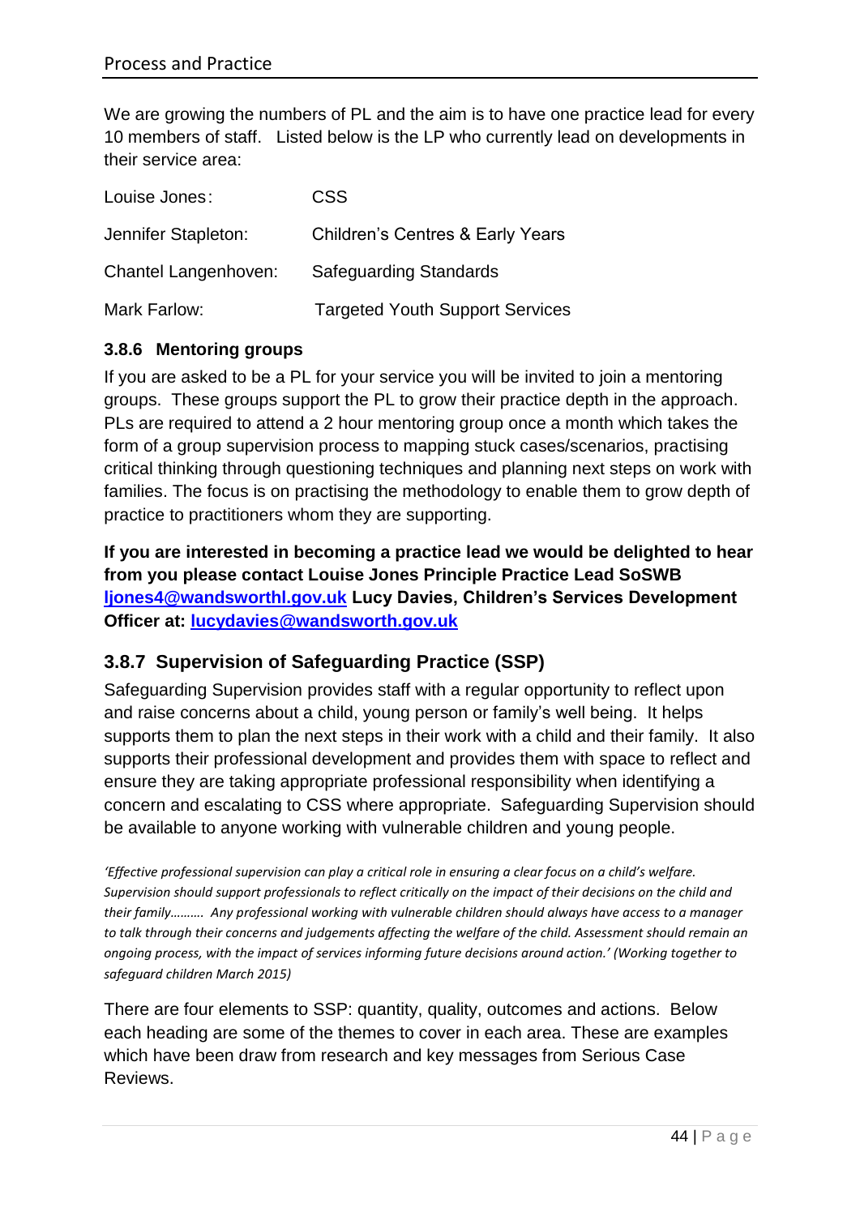We are growing the numbers of PL and the aim is to have one practice lead for every 10 members of staff. Listed below is the LP who currently lead on developments in their service area:

| | |
|---|---|
| Louise Jones: | CSS |
| Jennifer Stapleton: | Children's Centres & Early Years |
| Chantel Langenhoven: | Safeguarding Standards |
| Mark Farlow: | Targeted Youth Support Services |

#### 3.8.6 Mentoring groups

If you are asked to be a PL for your service you will be invited to join a mentoring groups. These groups support the PL to grow their practice depth in the approach. PLs are required to attend a 2 hour mentoring group once a month which takes the form of a group supervision process to mapping stuck cases/scenarios, practising critical thinking through questioning techniques and planning next steps on work with families. The focus is on practising the methodology to enable them to grow depth of practice to practitioners whom they are supporting.

**If you are interested in becoming a practice lead we would be delighted to hear from you please contact Louise Jones Principle Practice Lead SoSWB ljones4@wandsworthl.gov.uk Lucy Davies, Children's Services Development Officer at: lucydavies@wandsworth.gov.uk**

### 3.8.7 Supervision of Safeguarding Practice (SSP)

Safeguarding Supervision provides staff with a regular opportunity to reflect upon and raise concerns about a child, young person or family's well being. It helps supports them to plan the next steps in their work with a child and their family. It also supports their professional development and provides them with space to reflect and ensure they are taking appropriate professional responsibility when identifying a concern and escalating to CSS where appropriate. Safeguarding Supervision should be available to anyone working with vulnerable children and young people.

*'Effective professional supervision can play a critical role in ensuring a clear focus on a child's welfare. Supervision should support professionals to reflect critically on the impact of their decisions on the child and their family………. Any professional working with vulnerable children should always have access to a manager to talk through their concerns and judgements affecting the welfare of the child. Assessment should remain an ongoing process, with the impact of services informing future decisions around action.' (Working together to safeguard children March 2015)*

There are four elements to SSP: quantity, quality, outcomes and actions. Below each heading are some of the themes to cover in each area. These are examples which have been draw from research and key messages from Serious Case Reviews.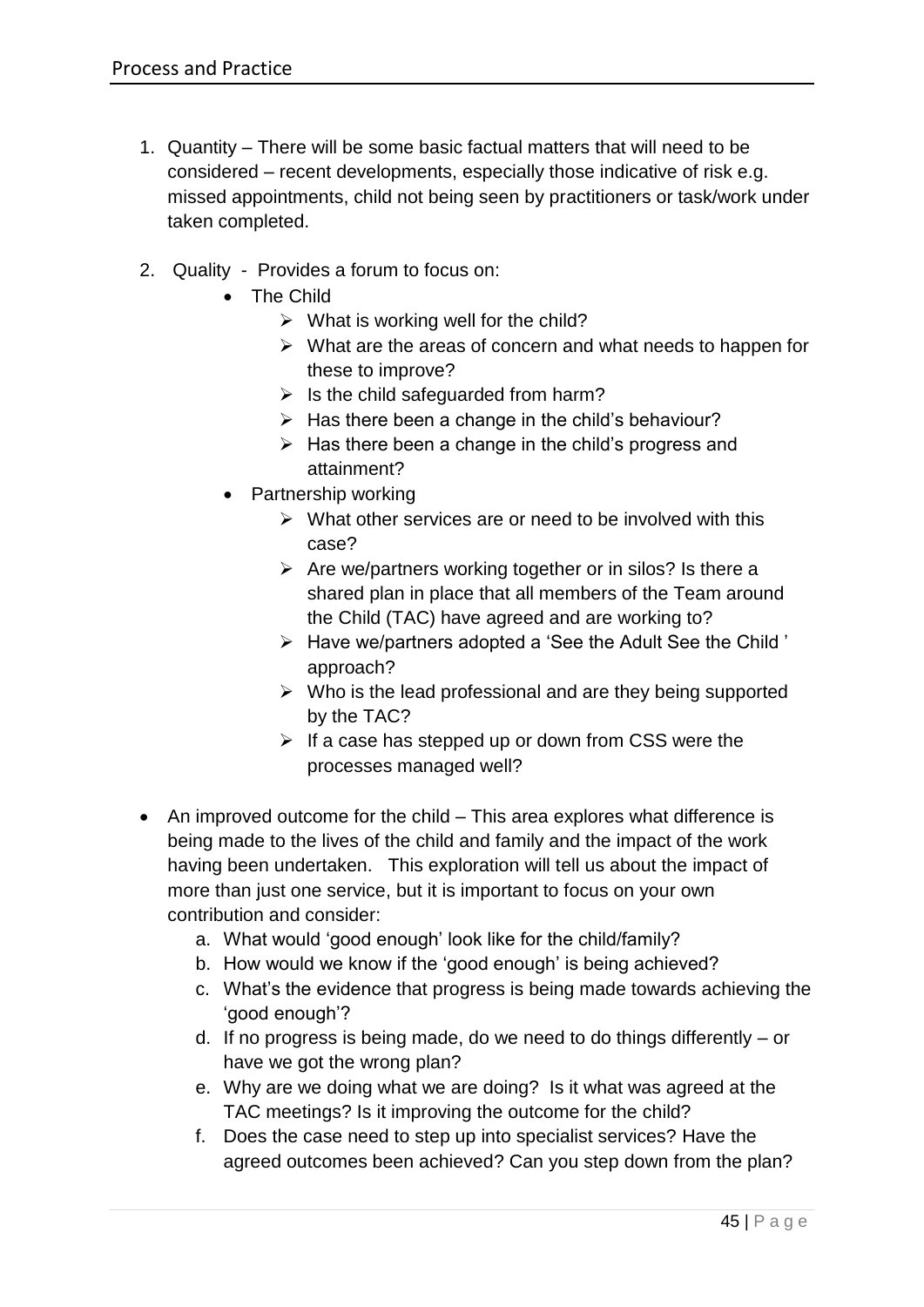1. Quantity – There will be some basic factual matters that will need to be considered – recent developments, especially those indicative of risk e.g. missed appointments, child not being seen by practitioners or task/work under taken completed.

2. Quality - Provides a forum to focus on:
   - The Child
     - What is working well for the child?
     - What are the areas of concern and what needs to happen for these to improve?
     - Is the child safeguarded from harm?
     - Has there been a change in the child's behaviour?
     - Has there been a change in the child's progress and attainment?
   - Partnership working
     - What other services are or need to be involved with this case?
     - Are we/partners working together or in silos? Is there a shared plan in place that all members of the Team around the Child (TAC) have agreed and are working to?
     - Have we/partners adopted a 'See the Adult See the Child ' approach?
     - Who is the lead professional and are they being supported by the TAC?
     - If a case has stepped up or down from CSS were the processes managed well?

- An improved outcome for the child – This area explores what difference is being made to the lives of the child and family and the impact of the work having been undertaken. This exploration will tell us about the impact of more than just one service, but it is important to focus on your own contribution and consider:
  a. What would 'good enough' look like for the child/family?
  b. How would we know if the 'good enough' is being achieved?
  c. What's the evidence that progress is being made towards achieving the 'good enough'?
  d. If no progress is being made, do we need to do things differently – or have we got the wrong plan?
  e. Why are we doing what we are doing? Is it what was agreed at the TAC meetings? Is it improving the outcome for the child?
  f. Does the case need to step up into specialist services? Have the agreed outcomes been achieved? Can you step down from the plan?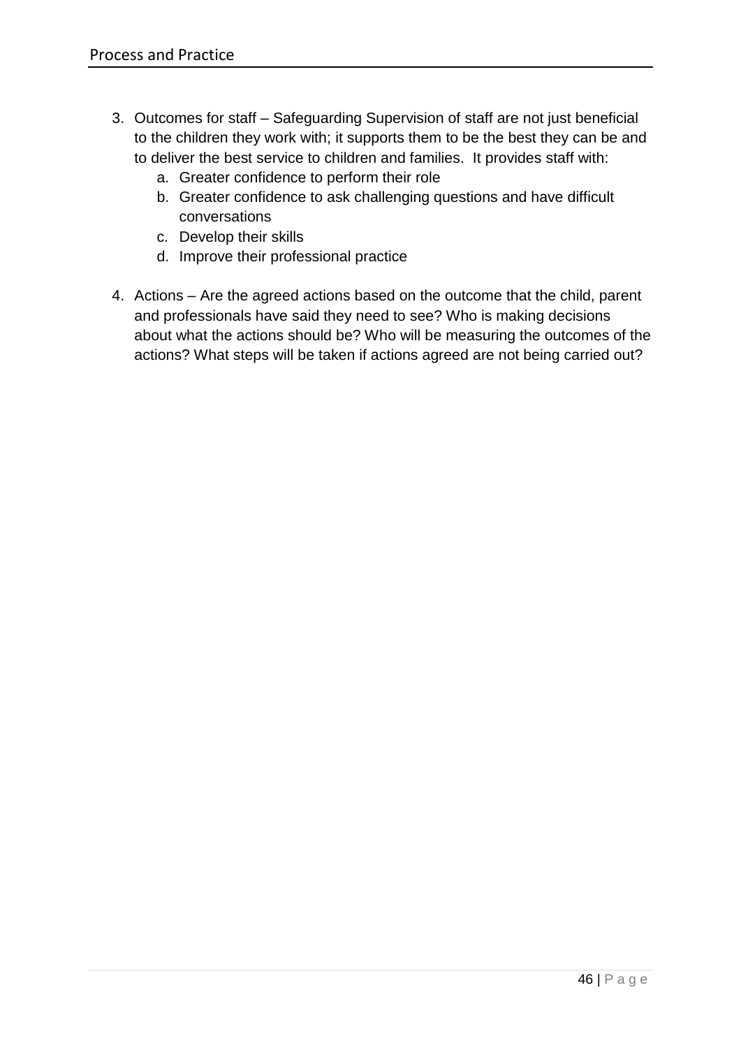3. Outcomes for staff – Safeguarding Supervision of staff are not just beneficial to the children they work with; it supports them to be the best they can be and to deliver the best service to children and families. It provides staff with:
    a. Greater confidence to perform their role
    b. Greater confidence to ask challenging questions and have difficult conversations
    c. Develop their skills
    d. Improve their professional practice

4. Actions – Are the agreed actions based on the outcome that the child, parent and professionals have said they need to see? Who is making decisions about what the actions should be? Who will be measuring the outcomes of the actions? What steps will be taken if actions agreed are not being carried out?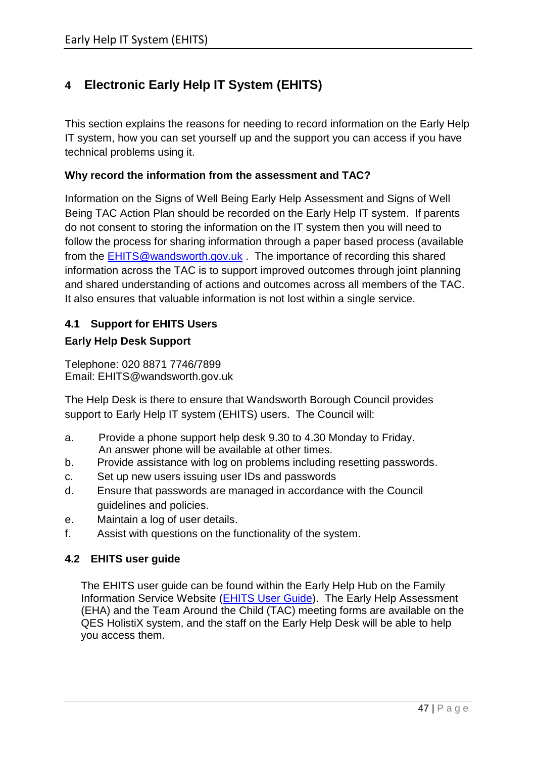## 4 Electronic Early Help IT System (EHITS)

This section explains the reasons for needing to record information on the Early Help IT system, how you can set yourself up and the support you can access if you have technical problems using it.

**Why record the information from the assessment and TAC?**

Information on the Signs of Well Being Early Help Assessment and Signs of Well Being TAC Action Plan should be recorded on the Early Help IT system. If parents do not consent to storing the information on the IT system then you will need to follow the process for sharing information through a paper based process (available from the EHITS@wandsworth.gov.uk . The importance of recording this shared information across the TAC is to support improved outcomes through joint planning and shared understanding of actions and outcomes across all members of the TAC. It also ensures that valuable information is not lost within a single service.

### 4.1 Support for EHITS Users

**Early Help Desk Support**

Telephone: 020 8871 7746/7899
Email: EHITS@wandsworth.gov.uk

The Help Desk is there to ensure that Wandsworth Borough Council provides support to Early Help IT system (EHITS) users. The Council will:

a. Provide a phone support help desk 9.30 to 4.30 Monday to Friday. An answer phone will be available at other times.
b. Provide assistance with log on problems including resetting passwords.
c. Set up new users issuing user IDs and passwords
d. Ensure that passwords are managed in accordance with the Council guidelines and policies.
e. Maintain a log of user details.
f. Assist with questions on the functionality of the system.

### 4.2 EHITS user guide

The EHITS user guide can be found within the Early Help Hub on the Family Information Service Website (EHITS User Guide). The Early Help Assessment (EHA) and the Team Around the Child (TAC) meeting forms are available on the QES HolistiX system, and the staff on the Early Help Desk will be able to help you access them.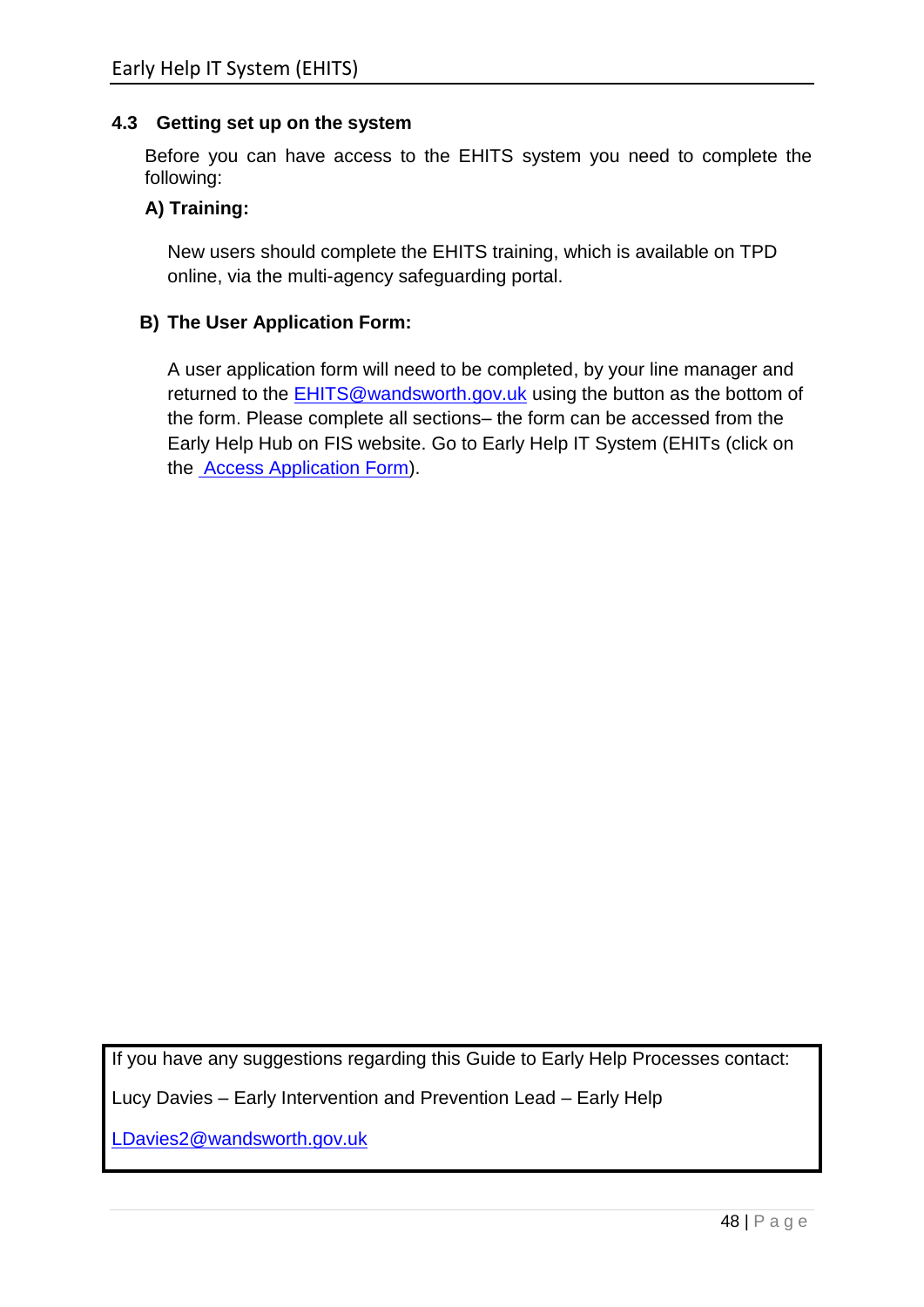### 4.3 Getting set up on the system

Before you can have access to the EHITS system you need to complete the following:

**A) Training:**

New users should complete the EHITS training, which is available on TPD online, via the multi-agency safeguarding portal.

**B) The User Application Form:**

A user application form will need to be completed, by your line manager and returned to the EHITS@wandsworth.gov.uk using the button as the bottom of the form. Please complete all sections– the form can be accessed from the Early Help Hub on FIS website. Go to Early Help IT System (EHITs (click on the Access Application Form).

If you have any suggestions regarding this Guide to Early Help Processes contact:

Lucy Davies – Early Intervention and Prevention Lead – Early Help

LDavies2@wandsworth.gov.uk